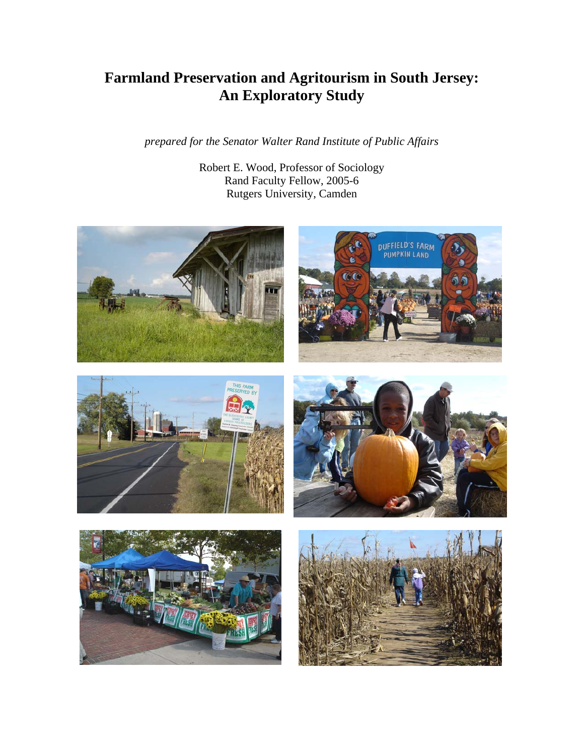# Farmland Preservation and Agritourism in South Jersey: An Exploratory Study

*prepared for the Senator Walter Rand Institute of Public Affairs*

Robert E. Wood, Professor of Sociology
Rand Faculty Fellow, 2005-6
Rutgers University, Camden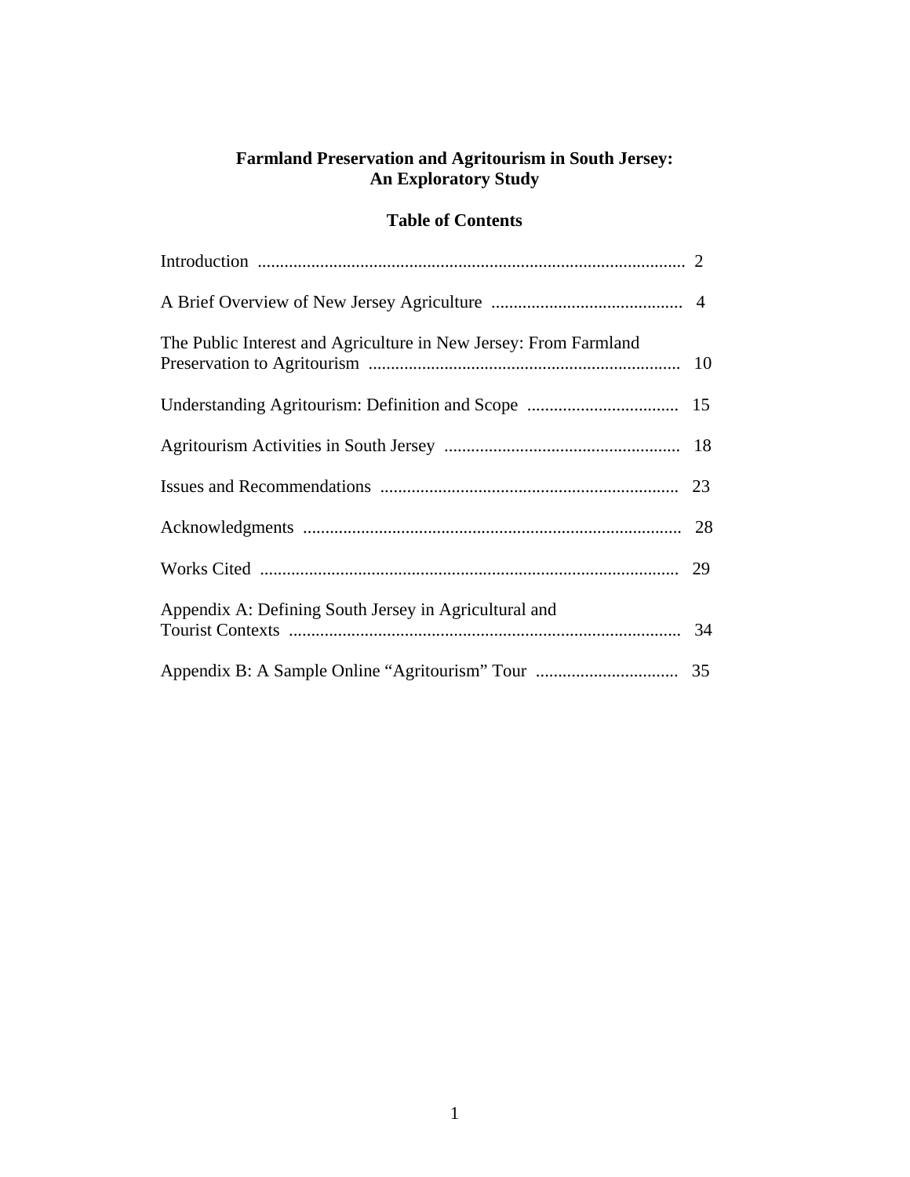# Farmland Preservation and Agritourism in South Jersey: An Exploratory Study

## Table of Contents

| | |
|---|---|
| Introduction | 2 |
| A Brief Overview of New Jersey Agriculture | 4 |
| The Public Interest and Agriculture in New Jersey: From Farmland Preservation to Agritourism | 10 |
| Understanding Agritourism: Definition and Scope | 15 |
| Agritourism Activities in South Jersey | 18 |
| Issues and Recommendations | 23 |
| Acknowledgments | 28 |
| Works Cited | 29 |
| Appendix A: Defining South Jersey in Agricultural and Tourist Contexts | 34 |
| Appendix B: A Sample Online "Agritourism" Tour | 35 |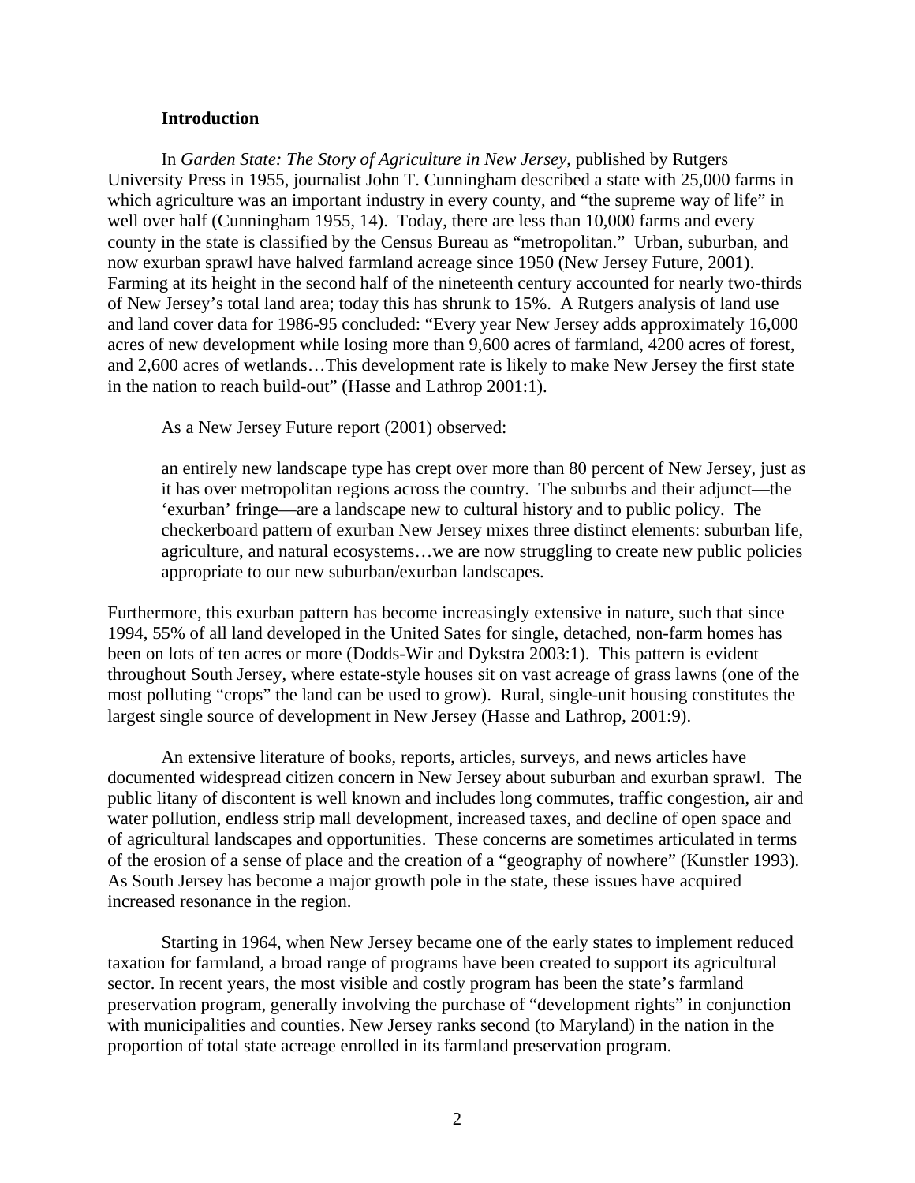## Introduction

In *Garden State: The Story of Agriculture in New Jersey*, published by Rutgers University Press in 1955, journalist John T. Cunningham described a state with 25,000 farms in which agriculture was an important industry in every county, and "the supreme way of life" in well over half (Cunningham 1955, 14). Today, there are less than 10,000 farms and every county in the state is classified by the Census Bureau as "metropolitan." Urban, suburban, and now exurban sprawl have halved farmland acreage since 1950 (New Jersey Future, 2001). Farming at its height in the second half of the nineteenth century accounted for nearly two-thirds of New Jersey's total land area; today this has shrunk to 15%. A Rutgers analysis of land use and land cover data for 1986-95 concluded: "Every year New Jersey adds approximately 16,000 acres of new development while losing more than 9,600 acres of farmland, 4200 acres of forest, and 2,600 acres of wetlands…This development rate is likely to make New Jersey the first state in the nation to reach build-out" (Hasse and Lathrop 2001:1).

As a New Jersey Future report (2001) observed:

> an entirely new landscape type has crept over more than 80 percent of New Jersey, just as it has over metropolitan regions across the country. The suburbs and their adjunct—the 'exurban' fringe—are a landscape new to cultural history and to public policy. The checkerboard pattern of exurban New Jersey mixes three distinct elements: suburban life, agriculture, and natural ecosystems…we are now struggling to create new public policies appropriate to our new suburban/exurban landscapes.

Furthermore, this exurban pattern has become increasingly extensive in nature, such that since 1994, 55% of all land developed in the United Sates for single, detached, non-farm homes has been on lots of ten acres or more (Dodds-Wir and Dykstra 2003:1). This pattern is evident throughout South Jersey, where estate-style houses sit on vast acreage of grass lawns (one of the most polluting "crops" the land can be used to grow). Rural, single-unit housing constitutes the largest single source of development in New Jersey (Hasse and Lathrop, 2001:9).

An extensive literature of books, reports, articles, surveys, and news articles have documented widespread citizen concern in New Jersey about suburban and exurban sprawl. The public litany of discontent is well known and includes long commutes, traffic congestion, air and water pollution, endless strip mall development, increased taxes, and decline of open space and of agricultural landscapes and opportunities. These concerns are sometimes articulated in terms of the erosion of a sense of place and the creation of a "geography of nowhere" (Kunstler 1993). As South Jersey has become a major growth pole in the state, these issues have acquired increased resonance in the region.

Starting in 1964, when New Jersey became one of the early states to implement reduced taxation for farmland, a broad range of programs have been created to support its agricultural sector. In recent years, the most visible and costly program has been the state's farmland preservation program, generally involving the purchase of "development rights" in conjunction with municipalities and counties. New Jersey ranks second (to Maryland) in the nation in the proportion of total state acreage enrolled in its farmland preservation program.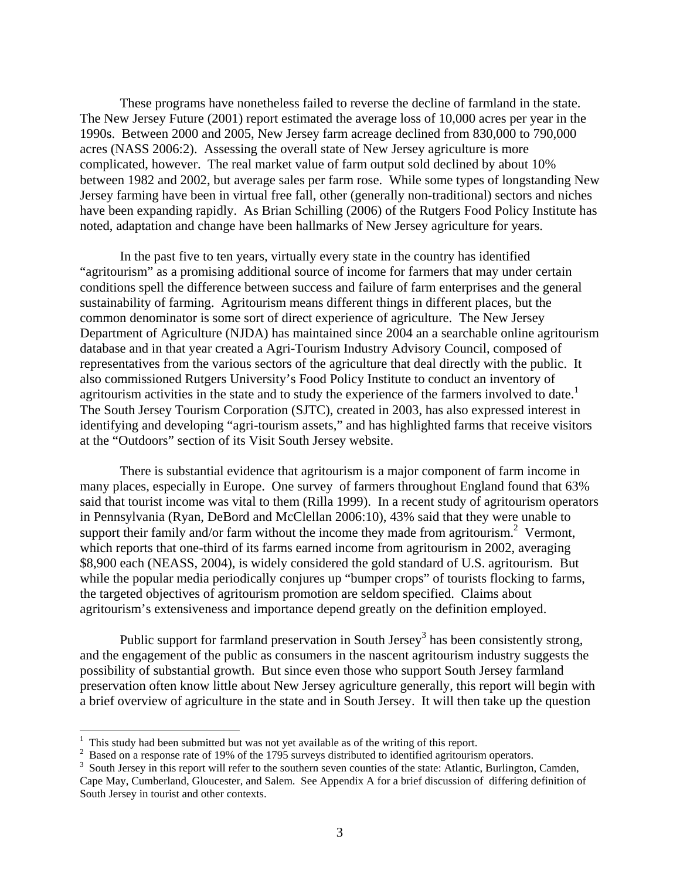These programs have nonetheless failed to reverse the decline of farmland in the state. The New Jersey Future (2001) report estimated the average loss of 10,000 acres per year in the 1990s. Between 2000 and 2005, New Jersey farm acreage declined from 830,000 to 790,000 acres (NASS 2006:2). Assessing the overall state of New Jersey agriculture is more complicated, however. The real market value of farm output sold declined by about 10% between 1982 and 2002, but average sales per farm rose. While some types of longstanding New Jersey farming have been in virtual free fall, other (generally non-traditional) sectors and niches have been expanding rapidly. As Brian Schilling (2006) of the Rutgers Food Policy Institute has noted, adaptation and change have been hallmarks of New Jersey agriculture for years.

In the past five to ten years, virtually every state in the country has identified "agritourism" as a promising additional source of income for farmers that may under certain conditions spell the difference between success and failure of farm enterprises and the general sustainability of farming. Agritourism means different things in different places, but the common denominator is some sort of direct experience of agriculture. The New Jersey Department of Agriculture (NJDA) has maintained since 2004 an a searchable online agritourism database and in that year created a Agri-Tourism Industry Advisory Council, composed of representatives from the various sectors of the agriculture that deal directly with the public. It also commissioned Rutgers University's Food Policy Institute to conduct an inventory of agritourism activities in the state and to study the experience of the farmers involved to date.[1] The South Jersey Tourism Corporation (SJTC), created in 2003, has also expressed interest in identifying and developing "agri-tourism assets," and has highlighted farms that receive visitors at the "Outdoors" section of its Visit South Jersey website.

There is substantial evidence that agritourism is a major component of farm income in many places, especially in Europe. One survey of farmers throughout England found that 63% said that tourist income was vital to them (Rilla 1999). In a recent study of agritourism operators in Pennsylvania (Ryan, DeBord and McClellan 2006:10), 43% said that they were unable to support their family and/or farm without the income they made from agritourism.[2] Vermont, which reports that one-third of its farms earned income from agritourism in 2002, averaging \$8,900 each (NEASS, 2004), is widely considered the gold standard of U.S. agritourism. But while the popular media periodically conjures up "bumper crops" of tourists flocking to farms, the targeted objectives of agritourism promotion are seldom specified. Claims about agritourism's extensiveness and importance depend greatly on the definition employed.

Public support for farmland preservation in South Jersey[3] has been consistently strong, and the engagement of the public as consumers in the nascent agritourism industry suggests the possibility of substantial growth. But since even those who support South Jersey farmland preservation often know little about New Jersey agriculture generally, this report will begin with a brief overview of agriculture in the state and in South Jersey. It will then take up the question

---

[1] This study had been submitted but was not yet available as of the writing of this report.

[2] Based on a response rate of 19% of the 1795 surveys distributed to identified agritourism operators.

[3] South Jersey in this report will refer to the southern seven counties of the state: Atlantic, Burlington, Camden, Cape May, Cumberland, Gloucester, and Salem. See Appendix A for a brief discussion of differing definition of South Jersey in tourist and other contexts.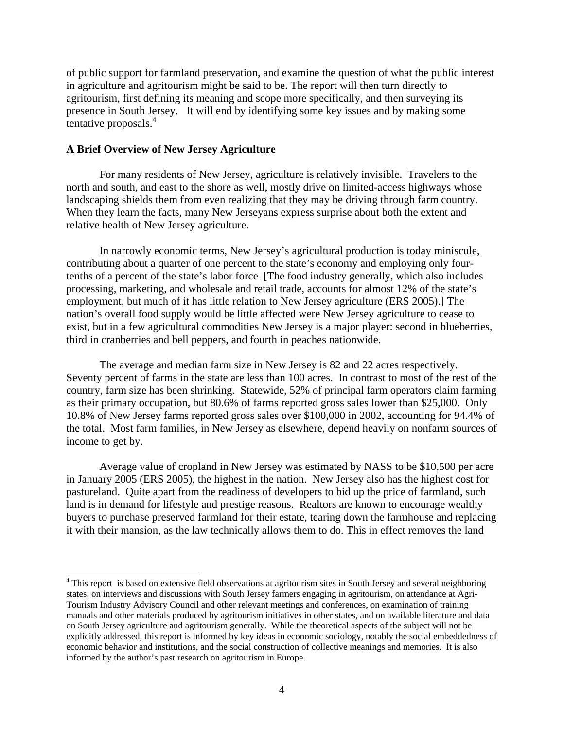of public support for farmland preservation, and examine the question of what the public interest in agriculture and agritourism might be said to be. The report will then turn directly to agritourism, first defining its meaning and scope more specifically, and then surveying its presence in South Jersey. It will end by identifying some key issues and by making some tentative proposals.[4]

**A Brief Overview of New Jersey Agriculture**

For many residents of New Jersey, agriculture is relatively invisible. Travelers to the north and south, and east to the shore as well, mostly drive on limited-access highways whose landscaping shields them from even realizing that they may be driving through farm country. When they learn the facts, many New Jerseyans express surprise about both the extent and relative health of New Jersey agriculture.

In narrowly economic terms, New Jersey's agricultural production is today miniscule, contributing about a quarter of one percent to the state's economy and employing only four-tenths of a percent of the state's labor force [The food industry generally, which also includes processing, marketing, and wholesale and retail trade, accounts for almost 12% of the state's employment, but much of it has little relation to New Jersey agriculture (ERS 2005).] The nation's overall food supply would be little affected were New Jersey agriculture to cease to exist, but in a few agricultural commodities New Jersey is a major player: second in blueberries, third in cranberries and bell peppers, and fourth in peaches nationwide.

The average and median farm size in New Jersey is 82 and 22 acres respectively. Seventy percent of farms in the state are less than 100 acres. In contrast to most of the rest of the country, farm size has been shrinking. Statewide, 52% of principal farm operators claim farming as their primary occupation, but 80.6% of farms reported gross sales lower than $25,000. Only 10.8% of New Jersey farms reported gross sales over $100,000 in 2002, accounting for 94.4% of the total. Most farm families, in New Jersey as elsewhere, depend heavily on nonfarm sources of income to get by.

Average value of cropland in New Jersey was estimated by NASS to be $10,500 per acre in January 2005 (ERS 2005), the highest in the nation. New Jersey also has the highest cost for pastureland. Quite apart from the readiness of developers to bid up the price of farmland, such land is in demand for lifestyle and prestige reasons. Realtors are known to encourage wealthy buyers to purchase preserved farmland for their estate, tearing down the farmhouse and replacing it with their mansion, as the law technically allows them to do. This in effect removes the land

[4] This report is based on extensive field observations at agritourism sites in South Jersey and several neighboring states, on interviews and discussions with South Jersey farmers engaging in agritourism, on attendance at Agri-Tourism Industry Advisory Council and other relevant meetings and conferences, on examination of training manuals and other materials produced by agritourism initiatives in other states, and on available literature and data on South Jersey agriculture and agritourism generally. While the theoretical aspects of the subject will not be explicitly addressed, this report is informed by key ideas in economic sociology, notably the social embeddedness of economic behavior and institutions, and the social construction of collective meanings and memories. It is also informed by the author's past research on agritourism in Europe.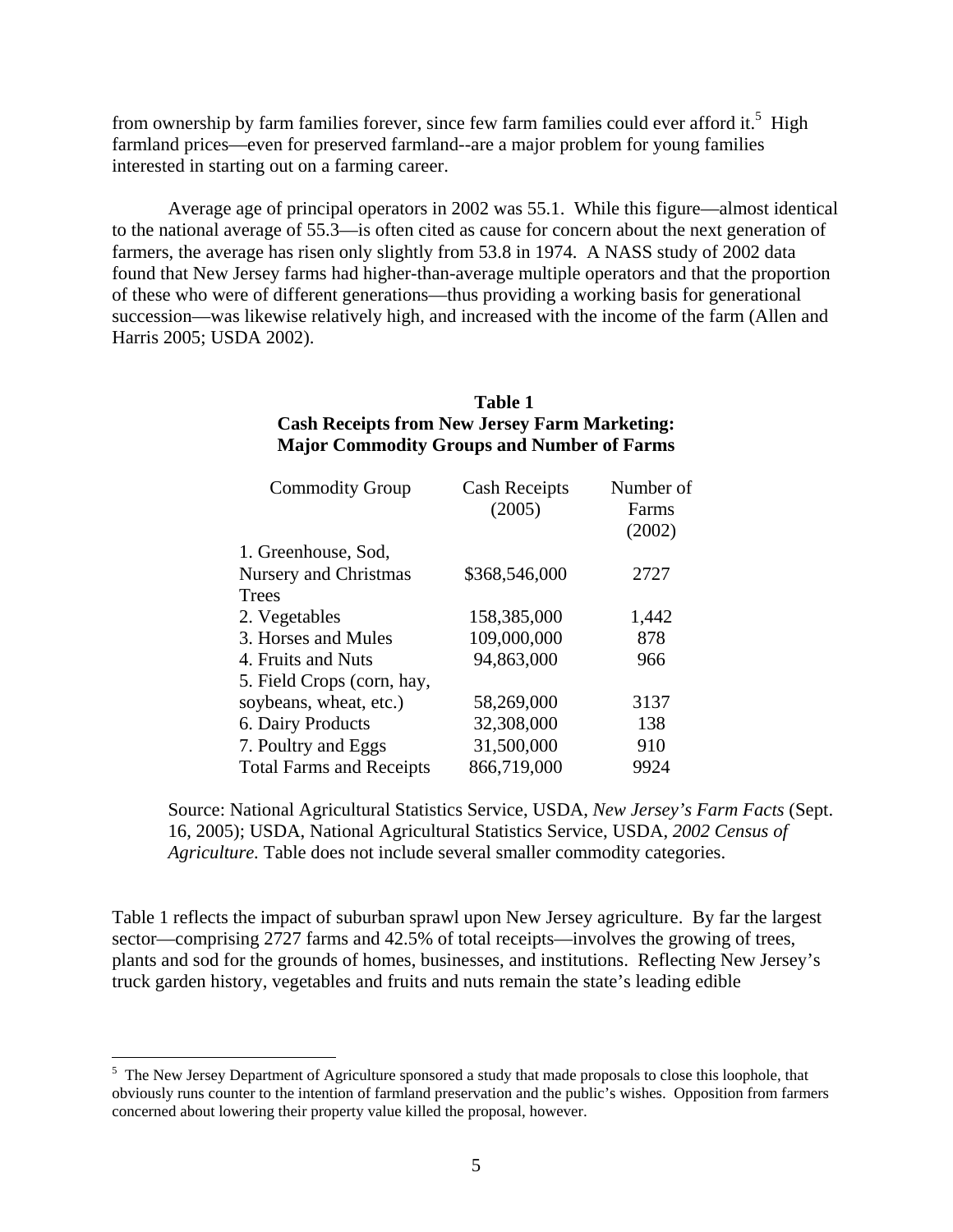from ownership by farm families forever, since few farm families could ever afford it.[5] High farmland prices—even for preserved farmland--are a major problem for young families interested in starting out on a farming career.

Average age of principal operators in 2002 was 55.1. While this figure—almost identical to the national average of 55.3—is often cited as cause for concern about the next generation of farmers, the average has risen only slightly from 53.8 in 1974. A NASS study of 2002 data found that New Jersey farms had higher-than-average multiple operators and that the proportion of these who were of different generations—thus providing a working basis for generational succession—was likewise relatively high, and increased with the income of the farm (Allen and Harris 2005; USDA 2002).

**Table 1**
**Cash Receipts from New Jersey Farm Marketing: Major Commodity Groups and Number of Farms**

| Commodity Group | Cash Receipts (2005) | Number of Farms (2002) |
|---|---|---|
| 1. Greenhouse, Sod, Nursery and Christmas Trees | $368,546,000 | 2727 |
| 2. Vegetables | 158,385,000 | 1,442 |
| 3. Horses and Mules | 109,000,000 | 878 |
| 4. Fruits and Nuts | 94,863,000 | 966 |
| 5. Field Crops (corn, hay, soybeans, wheat, etc.) | 58,269,000 | 3137 |
| 6. Dairy Products | 32,308,000 | 138 |
| 7. Poultry and Eggs | 31,500,000 | 910 |
| Total Farms and Receipts | 866,719,000 | 9924 |

Source: National Agricultural Statistics Service, USDA, *New Jersey's Farm Facts* (Sept. 16, 2005); USDA, National Agricultural Statistics Service, USDA, *2002 Census of Agriculture.* Table does not include several smaller commodity categories.

Table 1 reflects the impact of suburban sprawl upon New Jersey agriculture. By far the largest sector—comprising 2727 farms and 42.5% of total receipts—involves the growing of trees, plants and sod for the grounds of homes, businesses, and institutions. Reflecting New Jersey's truck garden history, vegetables and fruits and nuts remain the state's leading edible

[5] The New Jersey Department of Agriculture sponsored a study that made proposals to close this loophole, that obviously runs counter to the intention of farmland preservation and the public's wishes. Opposition from farmers concerned about lowering their property value killed the proposal, however.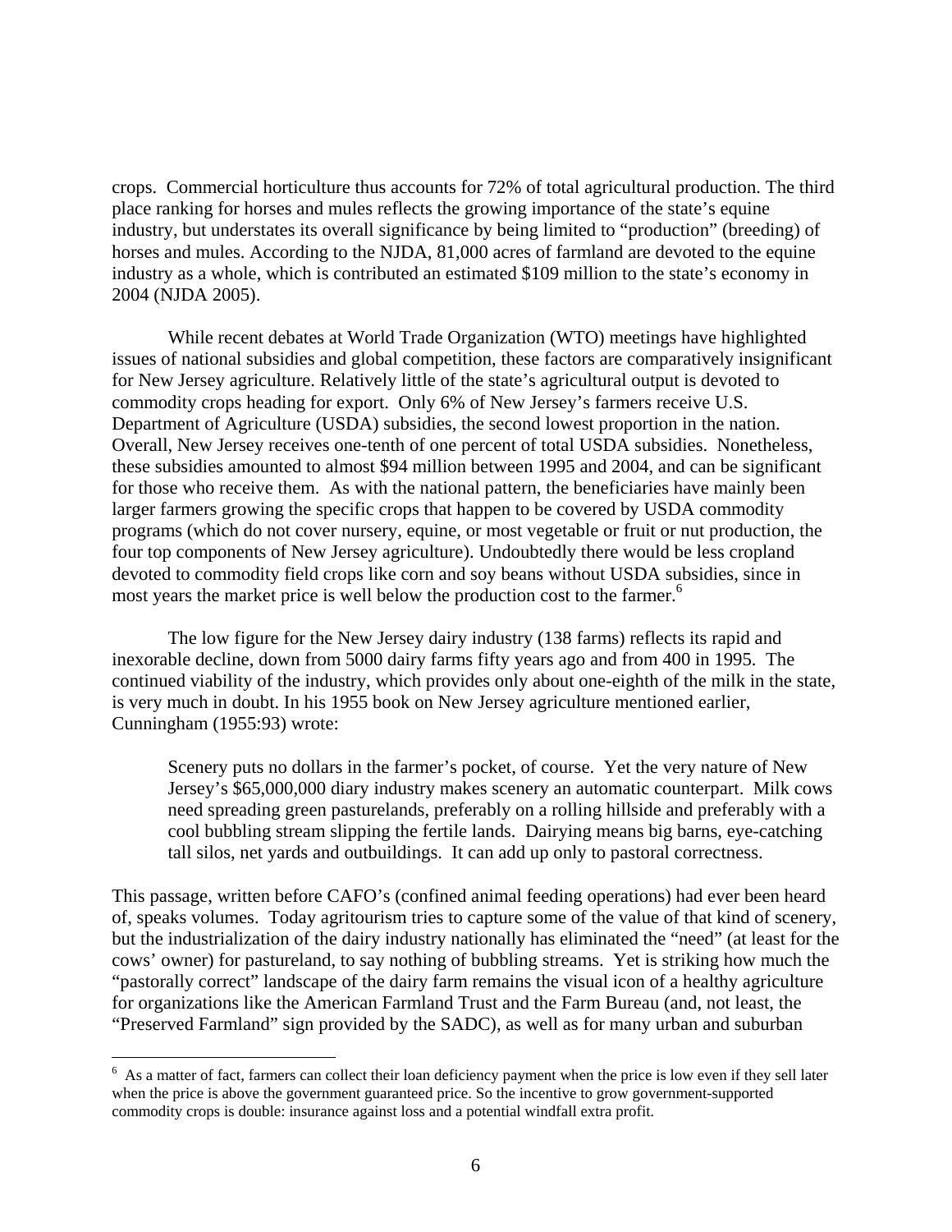crops. Commercial horticulture thus accounts for 72% of total agricultural production. The third place ranking for horses and mules reflects the growing importance of the state's equine industry, but understates its overall significance by being limited to "production" (breeding) of horses and mules. According to the NJDA, 81,000 acres of farmland are devoted to the equine industry as a whole, which is contributed an estimated $109 million to the state's economy in 2004 (NJDA 2005).

While recent debates at World Trade Organization (WTO) meetings have highlighted issues of national subsidies and global competition, these factors are comparatively insignificant for New Jersey agriculture. Relatively little of the state's agricultural output is devoted to commodity crops heading for export. Only 6% of New Jersey's farmers receive U.S. Department of Agriculture (USDA) subsidies, the second lowest proportion in the nation. Overall, New Jersey receives one-tenth of one percent of total USDA subsidies. Nonetheless, these subsidies amounted to almost $94 million between 1995 and 2004, and can be significant for those who receive them. As with the national pattern, the beneficiaries have mainly been larger farmers growing the specific crops that happen to be covered by USDA commodity programs (which do not cover nursery, equine, or most vegetable or fruit or nut production, the four top components of New Jersey agriculture). Undoubtedly there would be less cropland devoted to commodity field crops like corn and soy beans without USDA subsidies, since in most years the market price is well below the production cost to the farmer.[6]

The low figure for the New Jersey dairy industry (138 farms) reflects its rapid and inexorable decline, down from 5000 dairy farms fifty years ago and from 400 in 1995. The continued viability of the industry, which provides only about one-eighth of the milk in the state, is very much in doubt. In his 1955 book on New Jersey agriculture mentioned earlier, Cunningham (1955:93) wrote:

> Scenery puts no dollars in the farmer's pocket, of course. Yet the very nature of New Jersey's $65,000,000 diary industry makes scenery an automatic counterpart. Milk cows need spreading green pasturelands, preferably on a rolling hillside and preferably with a cool bubbling stream slipping the fertile lands. Dairying means big barns, eye-catching tall silos, net yards and outbuildings. It can add up only to pastoral correctness.

This passage, written before CAFO's (confined animal feeding operations) had ever been heard of, speaks volumes. Today agritourism tries to capture some of the value of that kind of scenery, but the industrialization of the dairy industry nationally has eliminated the "need" (at least for the cows' owner) for pastureland, to say nothing of bubbling streams. Yet is striking how much the "pastorally correct" landscape of the dairy farm remains the visual icon of a healthy agriculture for organizations like the American Farmland Trust and the Farm Bureau (and, not least, the "Preserved Farmland" sign provided by the SADC), as well as for many urban and suburban

---

[6] As a matter of fact, farmers can collect their loan deficiency payment when the price is low even if they sell later when the price is above the government guaranteed price. So the incentive to grow government-supported commodity crops is double: insurance against loss and a potential windfall extra profit.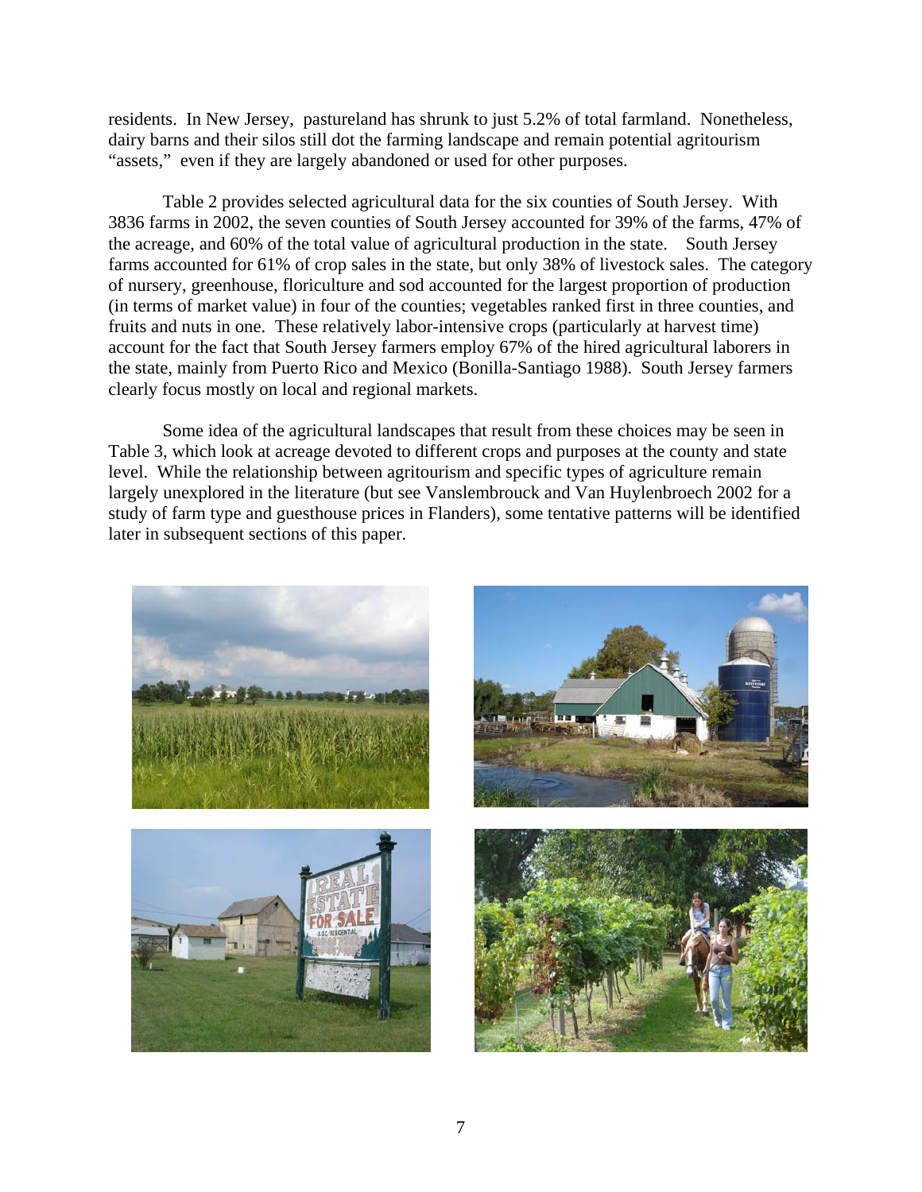residents. In New Jersey, pastureland has shrunk to just 5.2% of total farmland. Nonetheless, dairy barns and their silos still dot the farming landscape and remain potential agritourism "assets," even if they are largely abandoned or used for other purposes.

Table 2 provides selected agricultural data for the six counties of South Jersey. With 3836 farms in 2002, the seven counties of South Jersey accounted for 39% of the farms, 47% of the acreage, and 60% of the total value of agricultural production in the state. South Jersey farms accounted for 61% of crop sales in the state, but only 38% of livestock sales. The category of nursery, greenhouse, floriculture and sod accounted for the largest proportion of production (in terms of market value) in four of the counties; vegetables ranked first in three counties, and fruits and nuts in one. These relatively labor-intensive crops (particularly at harvest time) account for the fact that South Jersey farmers employ 67% of the hired agricultural laborers in the state, mainly from Puerto Rico and Mexico (Bonilla-Santiago 1988). South Jersey farmers clearly focus mostly on local and regional markets.

Some idea of the agricultural landscapes that result from these choices may be seen in Table 3, which look at acreage devoted to different crops and purposes at the county and state level. While the relationship between agritourism and specific types of agriculture remain largely unexplored in the literature (but see Vanslembrouck and Van Huylenbroech 2002 for a study of farm type and guesthouse prices in Flanders), some tentative patterns will be identified later in subsequent sections of this paper.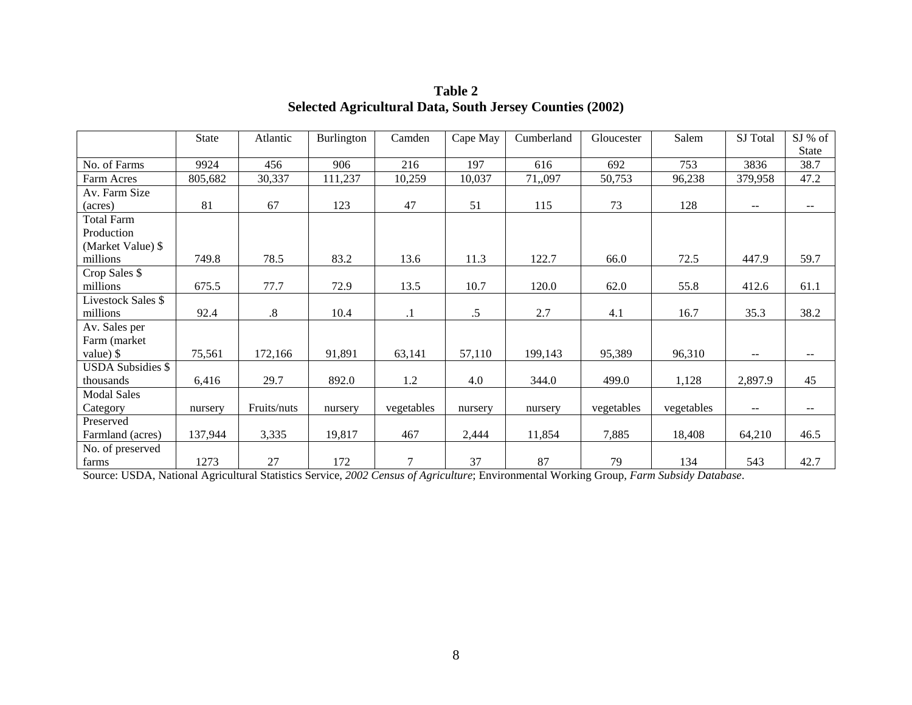**Table 2**
**Selected Agricultural Data, South Jersey Counties (2002)**

| | State | Atlantic | Burlington | Camden | Cape May | Cumberland | Gloucester | Salem | SJ Total | SJ % of State |
|---|---|---|---|---|---|---|---|---|---|---|
| No. of Farms | 9924 | 456 | 906 | 216 | 197 | 616 | 692 | 753 | 3836 | 38.7 |
| Farm Acres | 805,682 | 30,337 | 111,237 | 10,259 | 10,037 | 71,,097 | 50,753 | 96,238 | 379,958 | 47.2 |
| Av. Farm Size (acres) | 81 | 67 | 123 | 47 | 51 | 115 | 73 | 128 | -- | -- |
| Total Farm Production (Market Value) $ millions | 749.8 | 78.5 | 83.2 | 13.6 | 11.3 | 122.7 | 66.0 | 72.5 | 447.9 | 59.7 |
| Crop Sales $ millions | 675.5 | 77.7 | 72.9 | 13.5 | 10.7 | 120.0 | 62.0 | 55.8 | 412.6 | 61.1 |
| Livestock Sales $ millions | 92.4 | .8 | 10.4 | .1 | .5 | 2.7 | 4.1 | 16.7 | 35.3 | 38.2 |
| Av. Sales per Farm (market value) $ | 75,561 | 172,166 | 91,891 | 63,141 | 57,110 | 199,143 | 95,389 | 96,310 | -- | -- |
| USDA Subsidies $ thousands | 6,416 | 29.7 | 892.0 | 1.2 | 4.0 | 344.0 | 499.0 | 1,128 | 2,897.9 | 45 |
| Modal Sales Category | nursery | Fruits/nuts | nursery | vegetables | nursery | nursery | vegetables | vegetables | -- | -- |
| Preserved Farmland (acres) | 137,944 | 3,335 | 19,817 | 467 | 2,444 | 11,854 | 7,885 | 18,408 | 64,210 | 46.5 |
| No. of preserved farms | 1273 | 27 | 172 | 7 | 37 | 87 | 79 | 134 | 543 | 42.7 |

Source: USDA, National Agricultural Statistics Service, *2002 Census of Agriculture*; Environmental Working Group, *Farm Subsidy Database*.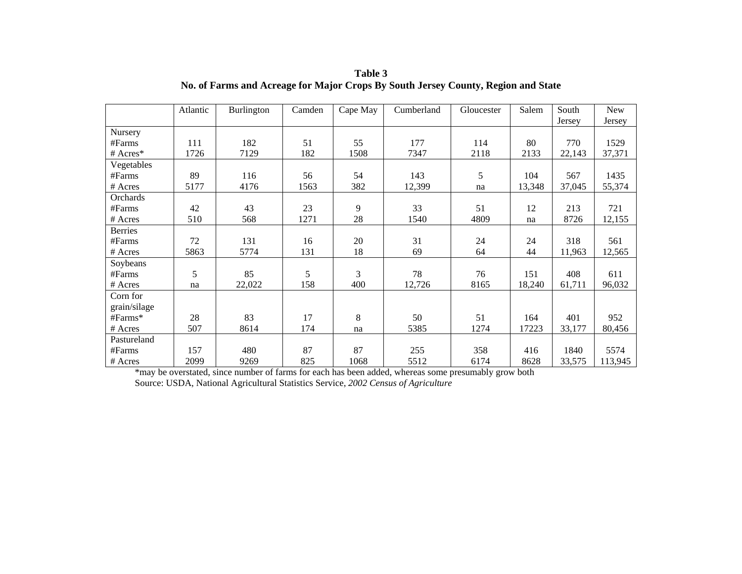**Table 3**
**No. of Farms and Acreage for Major Crops By South Jersey County, Region and State**

| | Atlantic | Burlington | Camden | Cape May | Cumberland | Gloucester | Salem | South Jersey | New Jersey |
|---|---|---|---|---|---|---|---|---|---|
| Nursery | | | | | | | | | |
| #Farms | 111 | 182 | 51 | 55 | 177 | 114 | 80 | 770 | 1529 |
| # Acres* | 1726 | 7129 | 182 | 1508 | 7347 | 2118 | 2133 | 22,143 | 37,371 |
| Vegetables | | | | | | | | | |
| #Farms | 89 | 116 | 56 | 54 | 143 | 5 | 104 | 567 | 1435 |
| # Acres | 5177 | 4176 | 1563 | 382 | 12,399 | na | 13,348 | 37,045 | 55,374 |
| Orchards | | | | | | | | | |
| #Farms | 42 | 43 | 23 | 9 | 33 | 51 | 12 | 213 | 721 |
| # Acres | 510 | 568 | 1271 | 28 | 1540 | 4809 | na | 8726 | 12,155 |
| Berries | | | | | | | | | |
| #Farms | 72 | 131 | 16 | 20 | 31 | 24 | 24 | 318 | 561 |
| # Acres | 5863 | 5774 | 131 | 18 | 69 | 64 | 44 | 11,963 | 12,565 |
| Soybeans | | | | | | | | | |
| #Farms | 5 | 85 | 5 | 3 | 78 | 76 | 151 | 408 | 611 |
| # Acres | na | 22,022 | 158 | 400 | 12,726 | 8165 | 18,240 | 61,711 | 96,032 |
| Corn for grain/silage | | | | | | | | | |
| #Farms* | 28 | 83 | 17 | 8 | 50 | 51 | 164 | 401 | 952 |
| # Acres | 507 | 8614 | 174 | na | 5385 | 1274 | 17223 | 33,177 | 80,456 |
| Pastureland | | | | | | | | | |
| #Farms | 157 | 480 | 87 | 87 | 255 | 358 | 416 | 1840 | 5574 |
| # Acres | 2099 | 9269 | 825 | 1068 | 5512 | 6174 | 8628 | 33,575 | 113,945 |

*may be overstated, since number of farms for each has been added, whereas some presumably grow both

Source: USDA, National Agricultural Statistics Service, *2002 Census of Agriculture*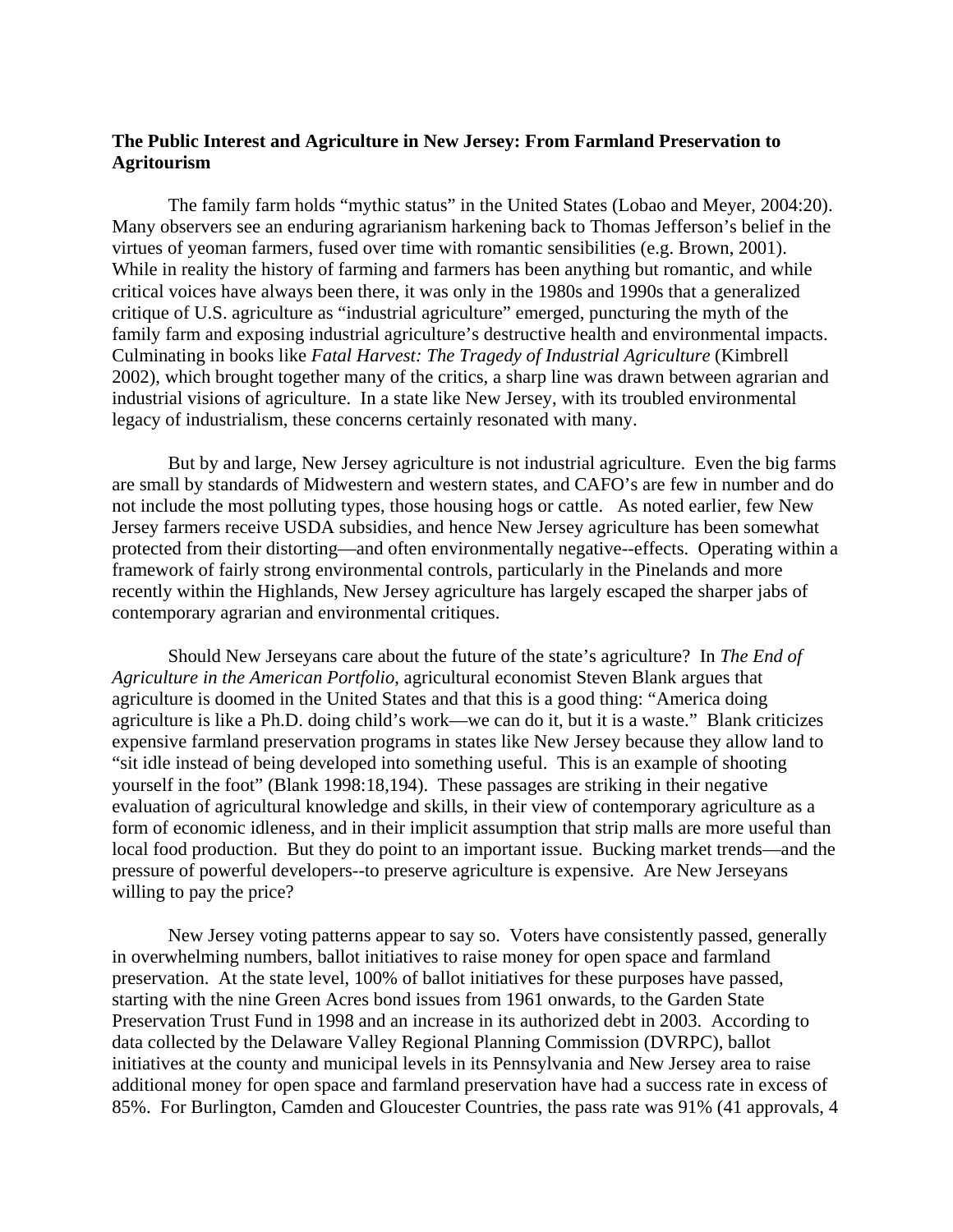**The Public Interest and Agriculture in New Jersey: From Farmland Preservation to Agritourism**

The family farm holds "mythic status" in the United States (Lobao and Meyer, 2004:20). Many observers see an enduring agrarianism harkening back to Thomas Jefferson's belief in the virtues of yeoman farmers, fused over time with romantic sensibilities (e.g. Brown, 2001). While in reality the history of farming and farmers has been anything but romantic, and while critical voices have always been there, it was only in the 1980s and 1990s that a generalized critique of U.S. agriculture as "industrial agriculture" emerged, puncturing the myth of the family farm and exposing industrial agriculture's destructive health and environmental impacts. Culminating in books like *Fatal Harvest: The Tragedy of Industrial Agriculture* (Kimbrell 2002), which brought together many of the critics, a sharp line was drawn between agrarian and industrial visions of agriculture. In a state like New Jersey, with its troubled environmental legacy of industrialism, these concerns certainly resonated with many.

But by and large, New Jersey agriculture is not industrial agriculture. Even the big farms are small by standards of Midwestern and western states, and CAFO's are few in number and do not include the most polluting types, those housing hogs or cattle. As noted earlier, few New Jersey farmers receive USDA subsidies, and hence New Jersey agriculture has been somewhat protected from their distorting—and often environmentally negative--effects. Operating within a framework of fairly strong environmental controls, particularly in the Pinelands and more recently within the Highlands, New Jersey agriculture has largely escaped the sharper jabs of contemporary agrarian and environmental critiques.

Should New Jerseyans care about the future of the state's agriculture? In *The End of Agriculture in the American Portfolio,* agricultural economist Steven Blank argues that agriculture is doomed in the United States and that this is a good thing: "America doing agriculture is like a Ph.D. doing child's work—we can do it, but it is a waste." Blank criticizes expensive farmland preservation programs in states like New Jersey because they allow land to "sit idle instead of being developed into something useful. This is an example of shooting yourself in the foot" (Blank 1998:18,194). These passages are striking in their negative evaluation of agricultural knowledge and skills, in their view of contemporary agriculture as a form of economic idleness, and in their implicit assumption that strip malls are more useful than local food production. But they do point to an important issue. Bucking market trends—and the pressure of powerful developers--to preserve agriculture is expensive. Are New Jerseyans willing to pay the price?

New Jersey voting patterns appear to say so. Voters have consistently passed, generally in overwhelming numbers, ballot initiatives to raise money for open space and farmland preservation. At the state level, 100% of ballot initiatives for these purposes have passed, starting with the nine Green Acres bond issues from 1961 onwards, to the Garden State Preservation Trust Fund in 1998 and an increase in its authorized debt in 2003. According to data collected by the Delaware Valley Regional Planning Commission (DVRPC), ballot initiatives at the county and municipal levels in its Pennsylvania and New Jersey area to raise additional money for open space and farmland preservation have had a success rate in excess of 85%. For Burlington, Camden and Gloucester Countries, the pass rate was 91% (41 approvals, 4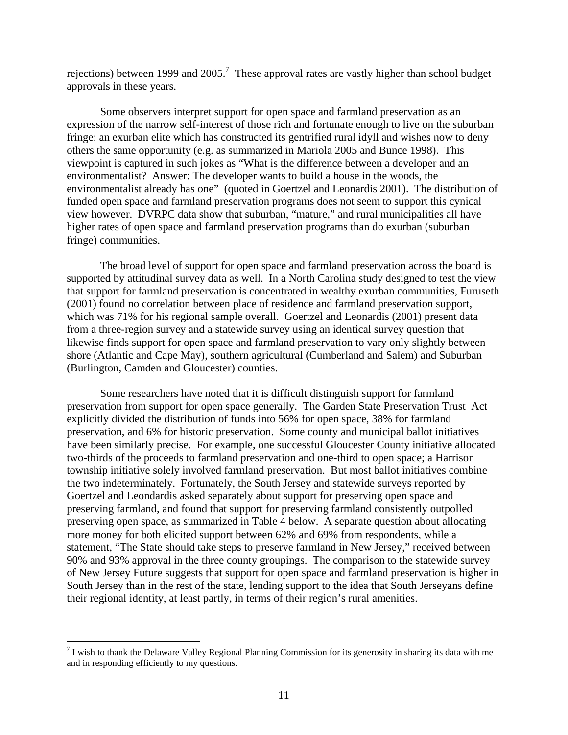rejections) between 1999 and 2005.[7] These approval rates are vastly higher than school budget approvals in these years.

Some observers interpret support for open space and farmland preservation as an expression of the narrow self-interest of those rich and fortunate enough to live on the suburban fringe: an exurban elite which has constructed its gentrified rural idyll and wishes now to deny others the same opportunity (e.g. as summarized in Mariola 2005 and Bunce 1998). This viewpoint is captured in such jokes as "What is the difference between a developer and an environmentalist? Answer: The developer wants to build a house in the woods, the environmentalist already has one" (quoted in Goertzel and Leonardis 2001). The distribution of funded open space and farmland preservation programs does not seem to support this cynical view however. DVRPC data show that suburban, "mature," and rural municipalities all have higher rates of open space and farmland preservation programs than do exurban (suburban fringe) communities.

The broad level of support for open space and farmland preservation across the board is supported by attitudinal survey data as well. In a North Carolina study designed to test the view that support for farmland preservation is concentrated in wealthy exurban communities, Furuseth (2001) found no correlation between place of residence and farmland preservation support, which was 71% for his regional sample overall. Goertzel and Leonardis (2001) present data from a three-region survey and a statewide survey using an identical survey question that likewise finds support for open space and farmland preservation to vary only slightly between shore (Atlantic and Cape May), southern agricultural (Cumberland and Salem) and Suburban (Burlington, Camden and Gloucester) counties.

Some researchers have noted that it is difficult distinguish support for farmland preservation from support for open space generally. The Garden State Preservation Trust Act explicitly divided the distribution of funds into 56% for open space, 38% for farmland preservation, and 6% for historic preservation. Some county and municipal ballot initiatives have been similarly precise. For example, one successful Gloucester County initiative allocated two-thirds of the proceeds to farmland preservation and one-third to open space; a Harrison township initiative solely involved farmland preservation. But most ballot initiatives combine the two indeterminately. Fortunately, the South Jersey and statewide surveys reported by Goertzel and Leondardis asked separately about support for preserving open space and preserving farmland, and found that support for preserving farmland consistently outpolled preserving open space, as summarized in Table 4 below. A separate question about allocating more money for both elicited support between 62% and 69% from respondents, while a statement, "The State should take steps to preserve farmland in New Jersey," received between 90% and 93% approval in the three county groupings. The comparison to the statewide survey of New Jersey Future suggests that support for open space and farmland preservation is higher in South Jersey than in the rest of the state, lending support to the idea that South Jerseyans define their regional identity, at least partly, in terms of their region's rural amenities.

[7] I wish to thank the Delaware Valley Regional Planning Commission for its generosity in sharing its data with me and in responding efficiently to my questions.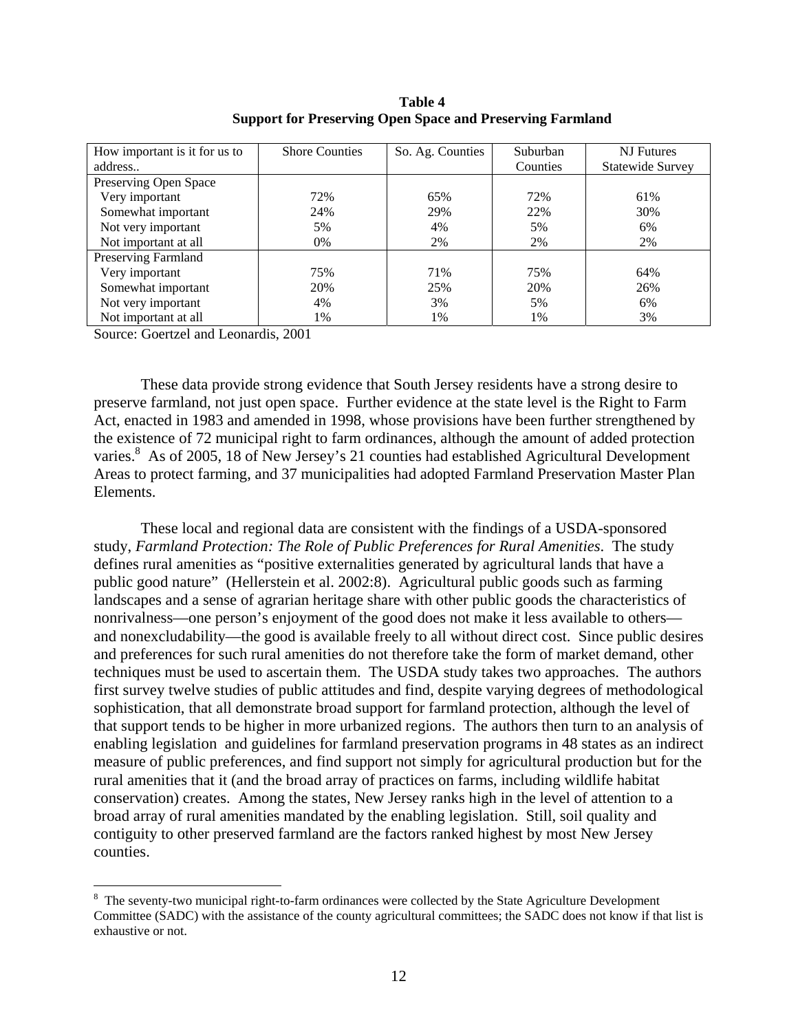**Table 4**
**Support for Preserving Open Space and Preserving Farmland**

| How important is it for us to address.. | Shore Counties | So. Ag. Counties | Suburban Counties | NJ Futures Statewide Survey |
|---|---|---|---|---|
| Preserving Open Space | | | | |
| Very important | 72% | 65% | 72% | 61% |
| Somewhat important | 24% | 29% | 22% | 30% |
| Not very important | 5% | 4% | 5% | 6% |
| Not important at all | 0% | 2% | 2% | 2% |
| Preserving Farmland | | | | |
| Very important | 75% | 71% | 75% | 64% |
| Somewhat important | 20% | 25% | 20% | 26% |
| Not very important | 4% | 3% | 5% | 6% |
| Not important at all | 1% | 1% | 1% | 3% |

Source: Goertzel and Leonardis, 2001

These data provide strong evidence that South Jersey residents have a strong desire to preserve farmland, not just open space. Further evidence at the state level is the Right to Farm Act, enacted in 1983 and amended in 1998, whose provisions have been further strengthened by the existence of 72 municipal right to farm ordinances, although the amount of added protection varies.[8] As of 2005, 18 of New Jersey's 21 counties had established Agricultural Development Areas to protect farming, and 37 municipalities had adopted Farmland Preservation Master Plan Elements.

These local and regional data are consistent with the findings of a USDA-sponsored study, *Farmland Protection: The Role of Public Preferences for Rural Amenities*. The study defines rural amenities as "positive externalities generated by agricultural lands that have a public good nature" (Hellerstein et al. 2002:8). Agricultural public goods such as farming landscapes and a sense of agrarian heritage share with other public goods the characteristics of nonrivalness—one person's enjoyment of the good does not make it less available to others—and nonexcludability—the good is available freely to all without direct cost. Since public desires and preferences for such rural amenities do not therefore take the form of market demand, other techniques must be used to ascertain them. The USDA study takes two approaches. The authors first survey twelve studies of public attitudes and find, despite varying degrees of methodological sophistication, that all demonstrate broad support for farmland protection, although the level of that support tends to be higher in more urbanized regions. The authors then turn to an analysis of enabling legislation and guidelines for farmland preservation programs in 48 states as an indirect measure of public preferences, and find support not simply for agricultural production but for the rural amenities that it (and the broad array of practices on farms, including wildlife habitat conservation) creates. Among the states, New Jersey ranks high in the level of attention to a broad array of rural amenities mandated by the enabling legislation. Still, soil quality and contiguity to other preserved farmland are the factors ranked highest by most New Jersey counties.

[8] The seventy-two municipal right-to-farm ordinances were collected by the State Agriculture Development Committee (SADC) with the assistance of the county agricultural committees; the SADC does not know if that list is exhaustive or not.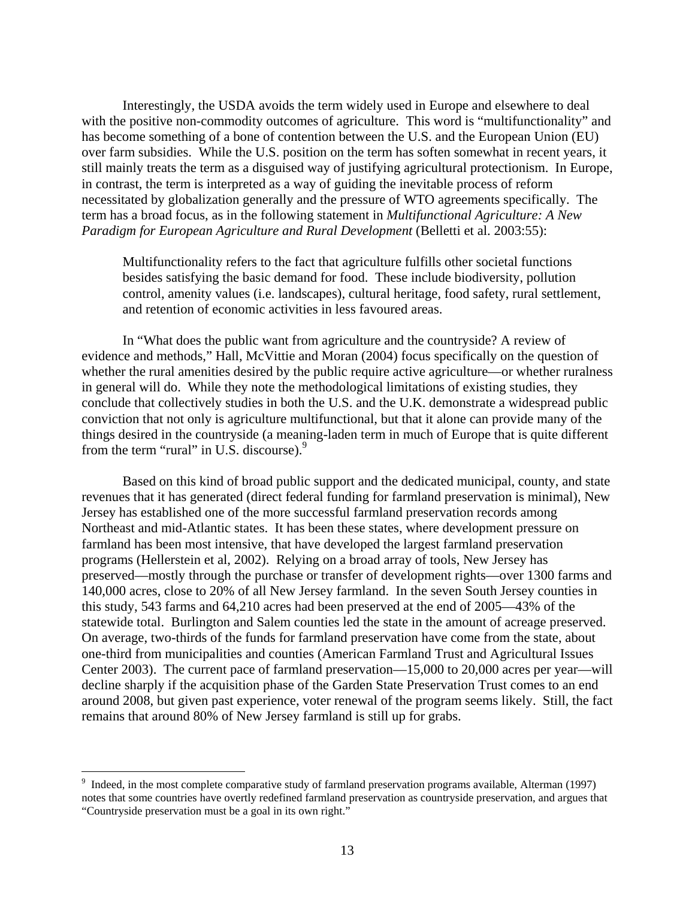Interestingly, the USDA avoids the term widely used in Europe and elsewhere to deal with the positive non-commodity outcomes of agriculture. This word is "multifunctionality" and has become something of a bone of contention between the U.S. and the European Union (EU) over farm subsidies. While the U.S. position on the term has soften somewhat in recent years, it still mainly treats the term as a disguised way of justifying agricultural protectionism. In Europe, in contrast, the term is interpreted as a way of guiding the inevitable process of reform necessitated by globalization generally and the pressure of WTO agreements specifically. The term has a broad focus, as in the following statement in *Multifunctional Agriculture: A New Paradigm for European Agriculture and Rural Development* (Belletti et al. 2003:55):

> Multifunctionality refers to the fact that agriculture fulfills other societal functions besides satisfying the basic demand for food. These include biodiversity, pollution control, amenity values (i.e. landscapes), cultural heritage, food safety, rural settlement, and retention of economic activities in less favoured areas.

In "What does the public want from agriculture and the countryside? A review of evidence and methods," Hall, McVittie and Moran (2004) focus specifically on the question of whether the rural amenities desired by the public require active agriculture—or whether ruralness in general will do. While they note the methodological limitations of existing studies, they conclude that collectively studies in both the U.S. and the U.K. demonstrate a widespread public conviction that not only is agriculture multifunctional, but that it alone can provide many of the things desired in the countryside (a meaning-laden term in much of Europe that is quite different from the term "rural" in U.S. discourse).[9]

Based on this kind of broad public support and the dedicated municipal, county, and state revenues that it has generated (direct federal funding for farmland preservation is minimal), New Jersey has established one of the more successful farmland preservation records among Northeast and mid-Atlantic states. It has been these states, where development pressure on farmland has been most intensive, that have developed the largest farmland preservation programs (Hellerstein et al, 2002). Relying on a broad array of tools, New Jersey has preserved—mostly through the purchase or transfer of development rights—over 1300 farms and 140,000 acres, close to 20% of all New Jersey farmland. In the seven South Jersey counties in this study, 543 farms and 64,210 acres had been preserved at the end of 2005—43% of the statewide total. Burlington and Salem counties led the state in the amount of acreage preserved. On average, two-thirds of the funds for farmland preservation have come from the state, about one-third from municipalities and counties (American Farmland Trust and Agricultural Issues Center 2003). The current pace of farmland preservation—15,000 to 20,000 acres per year—will decline sharply if the acquisition phase of the Garden State Preservation Trust comes to an end around 2008, but given past experience, voter renewal of the program seems likely. Still, the fact remains that around 80% of New Jersey farmland is still up for grabs.

---

[9] Indeed, in the most complete comparative study of farmland preservation programs available, Alterman (1997) notes that some countries have overtly redefined farmland preservation as countryside preservation, and argues that "Countryside preservation must be a goal in its own right."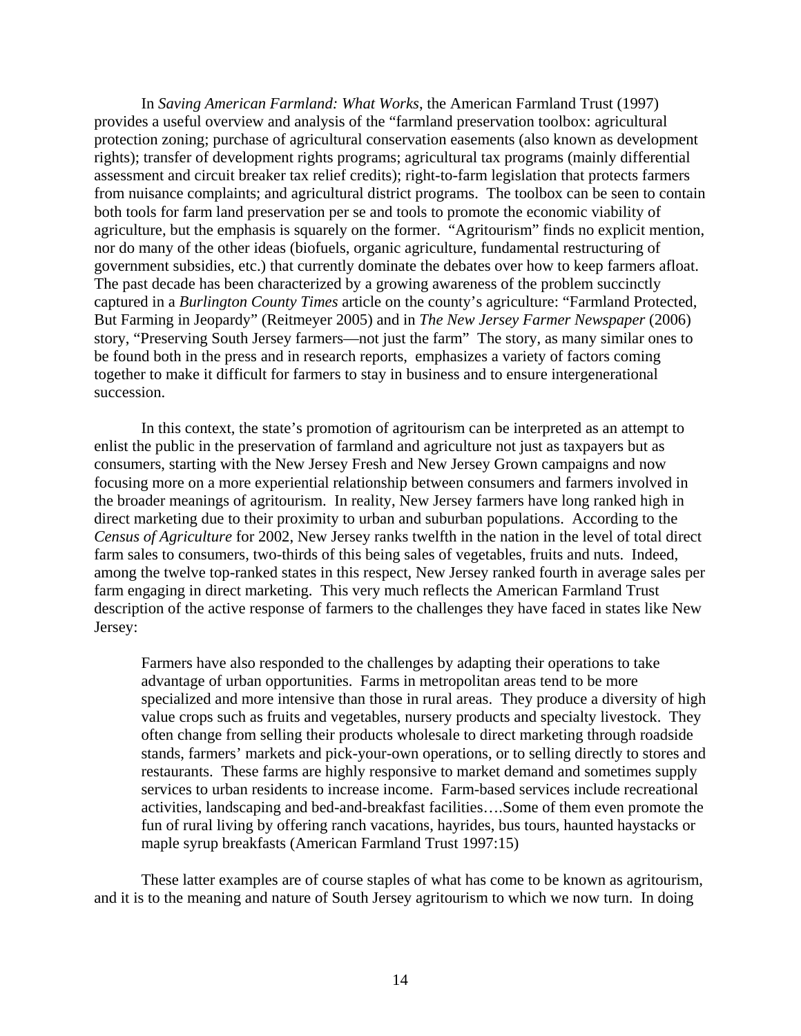In *Saving American Farmland: What Works*, the American Farmland Trust (1997) provides a useful overview and analysis of the "farmland preservation toolbox: agricultural protection zoning; purchase of agricultural conservation easements (also known as development rights); transfer of development rights programs; agricultural tax programs (mainly differential assessment and circuit breaker tax relief credits); right-to-farm legislation that protects farmers from nuisance complaints; and agricultural district programs. The toolbox can be seen to contain both tools for farm land preservation per se and tools to promote the economic viability of agriculture, but the emphasis is squarely on the former. "Agritourism" finds no explicit mention, nor do many of the other ideas (biofuels, organic agriculture, fundamental restructuring of government subsidies, etc.) that currently dominate the debates over how to keep farmers afloat. The past decade has been characterized by a growing awareness of the problem succinctly captured in a *Burlington County Times* article on the county's agriculture: "Farmland Protected, But Farming in Jeopardy" (Reitmeyer 2005) and in *The New Jersey Farmer Newspaper* (2006) story, "Preserving South Jersey farmers—not just the farm" The story, as many similar ones to be found both in the press and in research reports, emphasizes a variety of factors coming together to make it difficult for farmers to stay in business and to ensure intergenerational succession.

In this context, the state's promotion of agritourism can be interpreted as an attempt to enlist the public in the preservation of farmland and agriculture not just as taxpayers but as consumers, starting with the New Jersey Fresh and New Jersey Grown campaigns and now focusing more on a more experiential relationship between consumers and farmers involved in the broader meanings of agritourism. In reality, New Jersey farmers have long ranked high in direct marketing due to their proximity to urban and suburban populations. According to the *Census of Agriculture* for 2002, New Jersey ranks twelfth in the nation in the level of total direct farm sales to consumers, two-thirds of this being sales of vegetables, fruits and nuts. Indeed, among the twelve top-ranked states in this respect, New Jersey ranked fourth in average sales per farm engaging in direct marketing. This very much reflects the American Farmland Trust description of the active response of farmers to the challenges they have faced in states like New Jersey:

> Farmers have also responded to the challenges by adapting their operations to take advantage of urban opportunities. Farms in metropolitan areas tend to be more specialized and more intensive than those in rural areas. They produce a diversity of high value crops such as fruits and vegetables, nursery products and specialty livestock. They often change from selling their products wholesale to direct marketing through roadside stands, farmers' markets and pick-your-own operations, or to selling directly to stores and restaurants. These farms are highly responsive to market demand and sometimes supply services to urban residents to increase income. Farm-based services include recreational activities, landscaping and bed-and-breakfast facilities….Some of them even promote the fun of rural living by offering ranch vacations, hayrides, bus tours, haunted haystacks or maple syrup breakfasts (American Farmland Trust 1997:15)

These latter examples are of course staples of what has come to be known as agritourism, and it is to the meaning and nature of South Jersey agritourism to which we now turn. In doing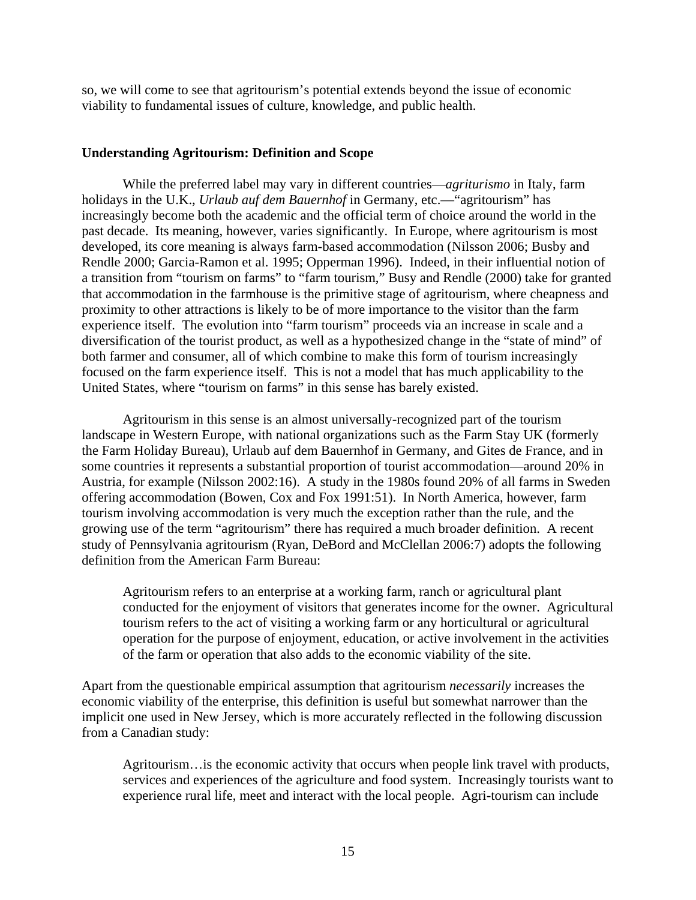so, we will come to see that agritourism's potential extends beyond the issue of economic viability to fundamental issues of culture, knowledge, and public health.

**Understanding Agritourism: Definition and Scope**

While the preferred label may vary in different countries—*agriturismo* in Italy, farm holidays in the U.K., *Urlaub auf dem Bauernhof* in Germany, etc.—"agritourism" has increasingly become both the academic and the official term of choice around the world in the past decade. Its meaning, however, varies significantly. In Europe, where agritourism is most developed, its core meaning is always farm-based accommodation (Nilsson 2006; Busby and Rendle 2000; Garcia-Ramon et al. 1995; Opperman 1996). Indeed, in their influential notion of a transition from "tourism on farms" to "farm tourism," Busy and Rendle (2000) take for granted that accommodation in the farmhouse is the primitive stage of agritourism, where cheapness and proximity to other attractions is likely to be of more importance to the visitor than the farm experience itself. The evolution into "farm tourism" proceeds via an increase in scale and a diversification of the tourist product, as well as a hypothesized change in the "state of mind" of both farmer and consumer, all of which combine to make this form of tourism increasingly focused on the farm experience itself. This is not a model that has much applicability to the United States, where "tourism on farms" in this sense has barely existed.

Agritourism in this sense is an almost universally-recognized part of the tourism landscape in Western Europe, with national organizations such as the Farm Stay UK (formerly the Farm Holiday Bureau), Urlaub auf dem Bauernhof in Germany, and Gites de France, and in some countries it represents a substantial proportion of tourist accommodation—around 20% in Austria, for example (Nilsson 2002:16). A study in the 1980s found 20% of all farms in Sweden offering accommodation (Bowen, Cox and Fox 1991:51). In North America, however, farm tourism involving accommodation is very much the exception rather than the rule, and the growing use of the term "agritourism" there has required a much broader definition. A recent study of Pennsylvania agritourism (Ryan, DeBord and McClellan 2006:7) adopts the following definition from the American Farm Bureau:

> Agritourism refers to an enterprise at a working farm, ranch or agricultural plant conducted for the enjoyment of visitors that generates income for the owner. Agricultural tourism refers to the act of visiting a working farm or any horticultural or agricultural operation for the purpose of enjoyment, education, or active involvement in the activities of the farm or operation that also adds to the economic viability of the site.

Apart from the questionable empirical assumption that agritourism *necessarily* increases the economic viability of the enterprise, this definition is useful but somewhat narrower than the implicit one used in New Jersey, which is more accurately reflected in the following discussion from a Canadian study:

> Agritourism…is the economic activity that occurs when people link travel with products, services and experiences of the agriculture and food system. Increasingly tourists want to experience rural life, meet and interact with the local people. Agri-tourism can include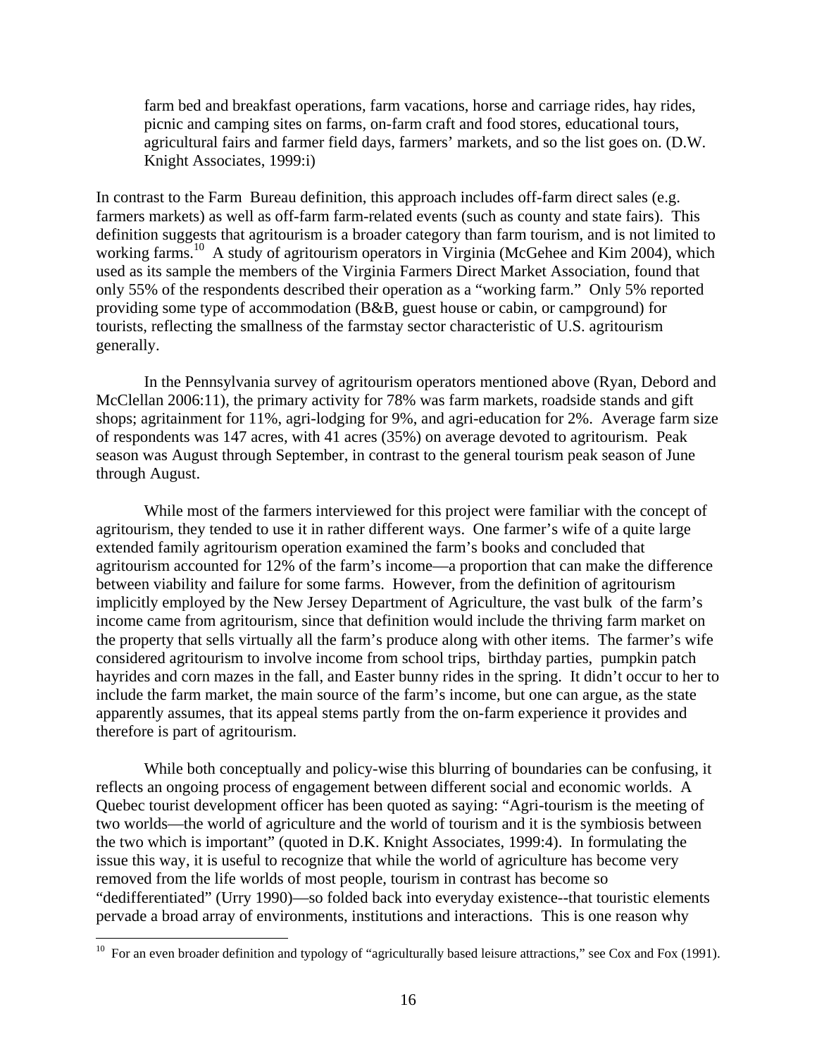> farm bed and breakfast operations, farm vacations, horse and carriage rides, hay rides, picnic and camping sites on farms, on-farm craft and food stores, educational tours, agricultural fairs and farmer field days, farmers' markets, and so the list goes on. (D.W. Knight Associates, 1999:i)

In contrast to the Farm Bureau definition, this approach includes off-farm direct sales (e.g. farmers markets) as well as off-farm farm-related events (such as county and state fairs). This definition suggests that agritourism is a broader category than farm tourism, and is not limited to working farms.[10] A study of agritourism operators in Virginia (McGehee and Kim 2004), which used as its sample the members of the Virginia Farmers Direct Market Association, found that only 55% of the respondents described their operation as a "working farm." Only 5% reported providing some type of accommodation (B&B, guest house or cabin, or campground) for tourists, reflecting the smallness of the farmstay sector characteristic of U.S. agritourism generally.

In the Pennsylvania survey of agritourism operators mentioned above (Ryan, Debord and McClellan 2006:11), the primary activity for 78% was farm markets, roadside stands and gift shops; agritainment for 11%, agri-lodging for 9%, and agri-education for 2%. Average farm size of respondents was 147 acres, with 41 acres (35%) on average devoted to agritourism. Peak season was August through September, in contrast to the general tourism peak season of June through August.

While most of the farmers interviewed for this project were familiar with the concept of agritourism, they tended to use it in rather different ways. One farmer's wife of a quite large extended family agritourism operation examined the farm's books and concluded that agritourism accounted for 12% of the farm's income—a proportion that can make the difference between viability and failure for some farms. However, from the definition of agritourism implicitly employed by the New Jersey Department of Agriculture, the vast bulk of the farm's income came from agritourism, since that definition would include the thriving farm market on the property that sells virtually all the farm's produce along with other items. The farmer's wife considered agritourism to involve income from school trips, birthday parties, pumpkin patch hayrides and corn mazes in the fall, and Easter bunny rides in the spring. It didn't occur to her to include the farm market, the main source of the farm's income, but one can argue, as the state apparently assumes, that its appeal stems partly from the on-farm experience it provides and therefore is part of agritourism.

While both conceptually and policy-wise this blurring of boundaries can be confusing, it reflects an ongoing process of engagement between different social and economic worlds. A Quebec tourist development officer has been quoted as saying: "Agri-tourism is the meeting of two worlds—the world of agriculture and the world of tourism and it is the symbiosis between the two which is important" (quoted in D.K. Knight Associates, 1999:4). In formulating the issue this way, it is useful to recognize that while the world of agriculture has become very removed from the life worlds of most people, tourism in contrast has become so "dedifferentiated" (Urry 1990)—so folded back into everyday existence--that touristic elements pervade a broad array of environments, institutions and interactions. This is one reason why

[10] For an even broader definition and typology of "agriculturally based leisure attractions," see Cox and Fox (1991).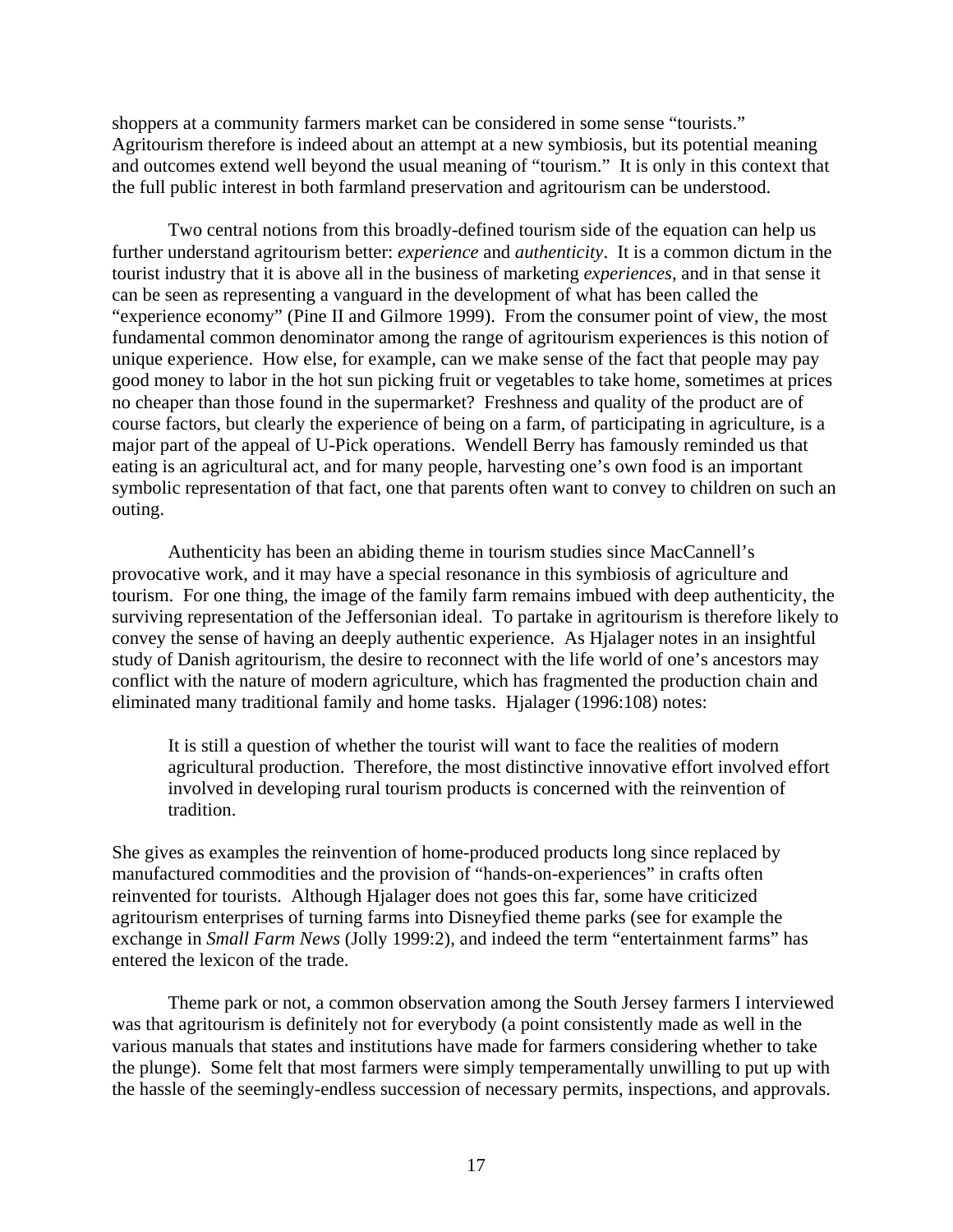shoppers at a community farmers market can be considered in some sense "tourists." Agritourism therefore is indeed about an attempt at a new symbiosis, but its potential meaning and outcomes extend well beyond the usual meaning of "tourism." It is only in this context that the full public interest in both farmland preservation and agritourism can be understood.

Two central notions from this broadly-defined tourism side of the equation can help us further understand agritourism better: *experience* and *authenticity*. It is a common dictum in the tourist industry that it is above all in the business of marketing *experiences*, and in that sense it can be seen as representing a vanguard in the development of what has been called the "experience economy" (Pine II and Gilmore 1999). From the consumer point of view, the most fundamental common denominator among the range of agritourism experiences is this notion of unique experience. How else, for example, can we make sense of the fact that people may pay good money to labor in the hot sun picking fruit or vegetables to take home, sometimes at prices no cheaper than those found in the supermarket? Freshness and quality of the product are of course factors, but clearly the experience of being on a farm, of participating in agriculture, is a major part of the appeal of U-Pick operations. Wendell Berry has famously reminded us that eating is an agricultural act, and for many people, harvesting one's own food is an important symbolic representation of that fact, one that parents often want to convey to children on such an outing.

Authenticity has been an abiding theme in tourism studies since MacCannell's provocative work, and it may have a special resonance in this symbiosis of agriculture and tourism. For one thing, the image of the family farm remains imbued with deep authenticity, the surviving representation of the Jeffersonian ideal. To partake in agritourism is therefore likely to convey the sense of having an deeply authentic experience. As Hjalager notes in an insightful study of Danish agritourism, the desire to reconnect with the life world of one's ancestors may conflict with the nature of modern agriculture, which has fragmented the production chain and eliminated many traditional family and home tasks. Hjalager (1996:108) notes:

> It is still a question of whether the tourist will want to face the realities of modern agricultural production. Therefore, the most distinctive innovative effort involved effort involved in developing rural tourism products is concerned with the reinvention of tradition.

She gives as examples the reinvention of home-produced products long since replaced by manufactured commodities and the provision of "hands-on-experiences" in crafts often reinvented for tourists. Although Hjalager does not goes this far, some have criticized agritourism enterprises of turning farms into Disneyfied theme parks (see for example the exchange in *Small Farm News* (Jolly 1999:2), and indeed the term "entertainment farms" has entered the lexicon of the trade.

Theme park or not, a common observation among the South Jersey farmers I interviewed was that agritourism is definitely not for everybody (a point consistently made as well in the various manuals that states and institutions have made for farmers considering whether to take the plunge). Some felt that most farmers were simply temperamentally unwilling to put up with the hassle of the seemingly-endless succession of necessary permits, inspections, and approvals.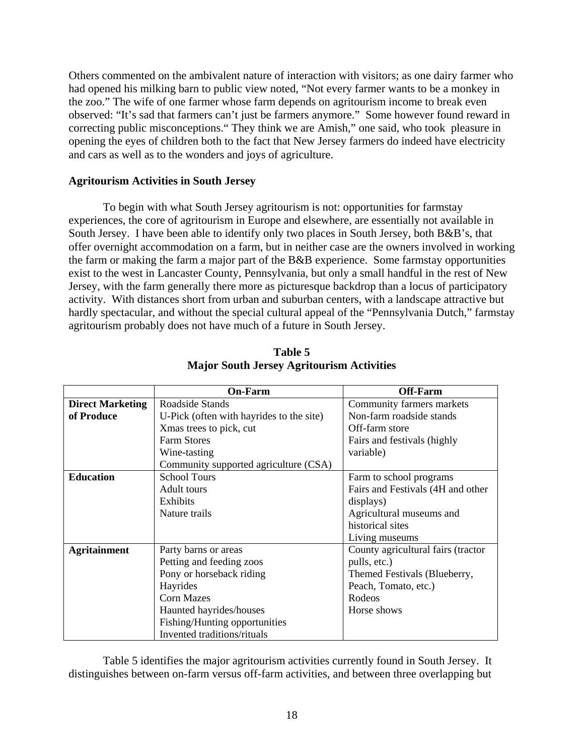Others commented on the ambivalent nature of interaction with visitors; as one dairy farmer who had opened his milking barn to public view noted, "Not every farmer wants to be a monkey in the zoo." The wife of one farmer whose farm depends on agritourism income to break even observed: "It's sad that farmers can't just be farmers anymore." Some however found reward in correcting public misconceptions." They think we are Amish," one said, who took pleasure in opening the eyes of children both to the fact that New Jersey farmers do indeed have electricity and cars as well as to the wonders and joys of agriculture.

**Agritourism Activities in South Jersey**

To begin with what South Jersey agritourism is not: opportunities for farmstay experiences, the core of agritourism in Europe and elsewhere, are essentially not available in South Jersey. I have been able to identify only two places in South Jersey, both B&B's, that offer overnight accommodation on a farm, but in neither case are the owners involved in working the farm or making the farm a major part of the B&B experience. Some farmstay opportunities exist to the west in Lancaster County, Pennsylvania, but only a small handful in the rest of New Jersey, with the farm generally there more as picturesque backdrop than a locus of participatory activity. With distances short from urban and suburban centers, with a landscape attractive but hardly spectacular, and without the special cultural appeal of the "Pennsylvania Dutch," farmstay agritourism probably does not have much of a future in South Jersey.

**Table 5**
**Major South Jersey Agritourism Activities**

| | **On-Farm** | **Off-Farm** |
|---|---|---|
| **Direct Marketing of Produce** | Roadside Stands<br>U-Pick (often with hayrides to the site)<br>Xmas trees to pick, cut<br>Farm Stores<br>Wine-tasting<br>Community supported agriculture (CSA) | Community farmers markets<br>Non-farm roadside stands<br>Off-farm store<br>Fairs and festivals (highly variable) |
| **Education** | School Tours<br>Adult tours<br>Exhibits<br>Nature trails | Farm to school programs<br>Fairs and Festivals (4H and other displays)<br>Agricultural museums and historical sites<br>Living museums |
| **Agritainment** | Party barns or areas<br>Petting and feeding zoos<br>Pony or horseback riding<br>Hayrides<br>Corn Mazes<br>Haunted hayrides/houses<br>Fishing/Hunting opportunities<br>Invented traditions/rituals | County agricultural fairs (tractor pulls, etc.)<br>Themed Festivals (Blueberry, Peach, Tomato, etc.)<br>Rodeos<br>Horse shows |

Table 5 identifies the major agritourism activities currently found in South Jersey. It distinguishes between on-farm versus off-farm activities, and between three overlapping but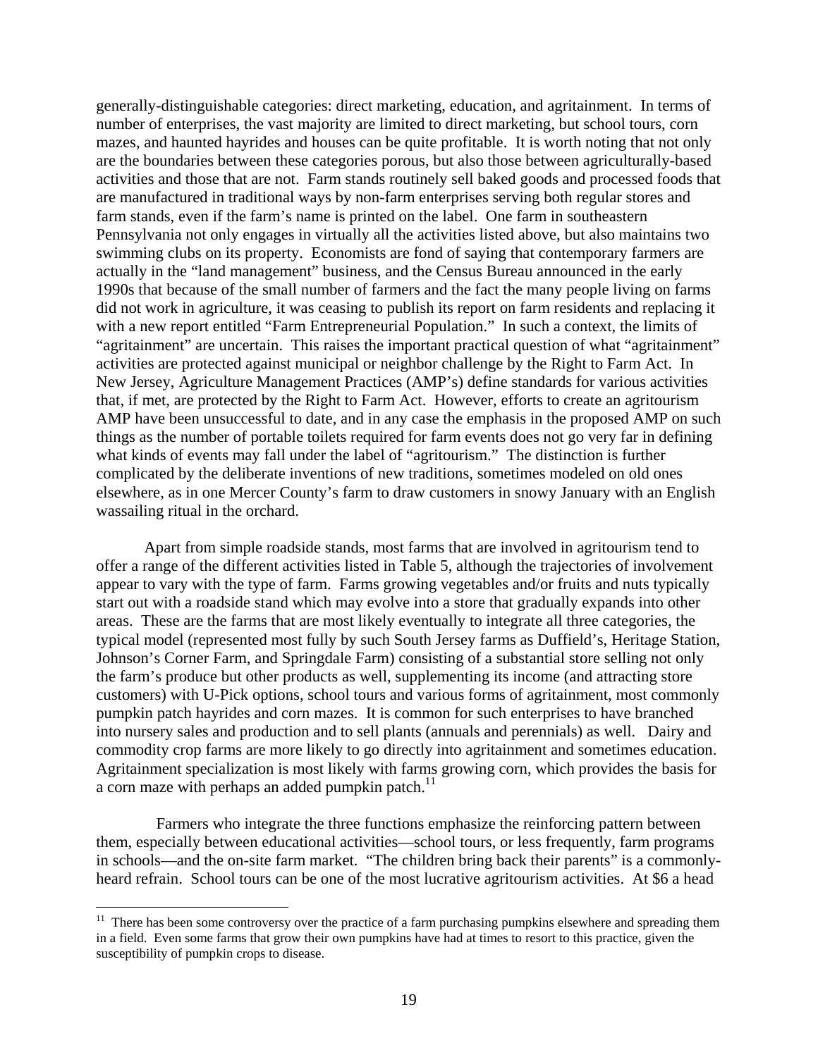generally-distinguishable categories: direct marketing, education, and agritainment. In terms of number of enterprises, the vast majority are limited to direct marketing, but school tours, corn mazes, and haunted hayrides and houses can be quite profitable. It is worth noting that not only are the boundaries between these categories porous, but also those between agriculturally-based activities and those that are not. Farm stands routinely sell baked goods and processed foods that are manufactured in traditional ways by non-farm enterprises serving both regular stores and farm stands, even if the farm's name is printed on the label. One farm in southeastern Pennsylvania not only engages in virtually all the activities listed above, but also maintains two swimming clubs on its property. Economists are fond of saying that contemporary farmers are actually in the "land management" business, and the Census Bureau announced in the early 1990s that because of the small number of farmers and the fact the many people living on farms did not work in agriculture, it was ceasing to publish its report on farm residents and replacing it with a new report entitled "Farm Entrepreneurial Population." In such a context, the limits of "agritainment" are uncertain. This raises the important practical question of what "agritainment" activities are protected against municipal or neighbor challenge by the Right to Farm Act. In New Jersey, Agriculture Management Practices (AMP's) define standards for various activities that, if met, are protected by the Right to Farm Act. However, efforts to create an agritourism AMP have been unsuccessful to date, and in any case the emphasis in the proposed AMP on such things as the number of portable toilets required for farm events does not go very far in defining what kinds of events may fall under the label of "agritourism." The distinction is further complicated by the deliberate inventions of new traditions, sometimes modeled on old ones elsewhere, as in one Mercer County's farm to draw customers in snowy January with an English wassailing ritual in the orchard.

Apart from simple roadside stands, most farms that are involved in agritourism tend to offer a range of the different activities listed in Table 5, although the trajectories of involvement appear to vary with the type of farm. Farms growing vegetables and/or fruits and nuts typically start out with a roadside stand which may evolve into a store that gradually expands into other areas. These are the farms that are most likely eventually to integrate all three categories, the typical model (represented most fully by such South Jersey farms as Duffield's, Heritage Station, Johnson's Corner Farm, and Springdale Farm) consisting of a substantial store selling not only the farm's produce but other products as well, supplementing its income (and attracting store customers) with U-Pick options, school tours and various forms of agritainment, most commonly pumpkin patch hayrides and corn mazes. It is common for such enterprises to have branched into nursery sales and production and to sell plants (annuals and perennials) as well. Dairy and commodity crop farms are more likely to go directly into agritainment and sometimes education. Agritainment specialization is most likely with farms growing corn, which provides the basis for a corn maze with perhaps an added pumpkin patch.[11]

Farmers who integrate the three functions emphasize the reinforcing pattern between them, especially between educational activities—school tours, or less frequently, farm programs in schools—and the on-site farm market. "The children bring back their parents" is a commonly-heard refrain. School tours can be one of the most lucrative agritourism activities. At $6 a head

---

[11] There has been some controversy over the practice of a farm purchasing pumpkins elsewhere and spreading them in a field. Even some farms that grow their own pumpkins have had at times to resort to this practice, given the susceptibility of pumpkin crops to disease.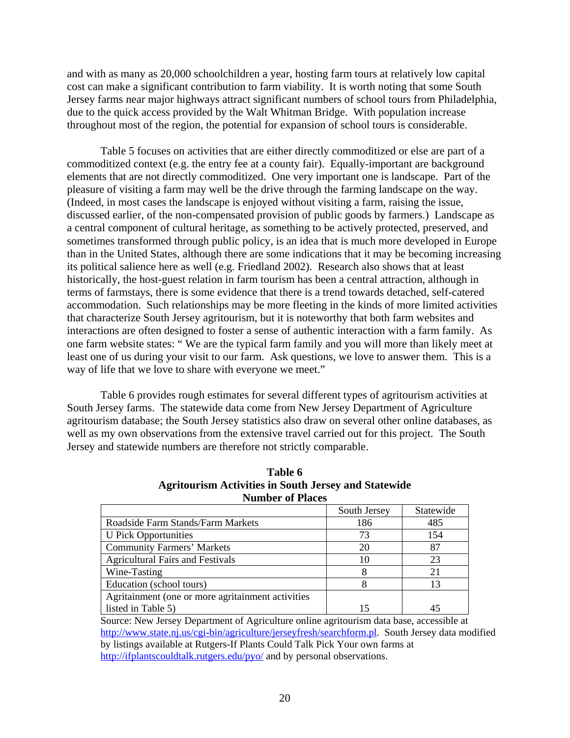and with as many as 20,000 schoolchildren a year, hosting farm tours at relatively low capital cost can make a significant contribution to farm viability. It is worth noting that some South Jersey farms near major highways attract significant numbers of school tours from Philadelphia, due to the quick access provided by the Walt Whitman Bridge. With population increase throughout most of the region, the potential for expansion of school tours is considerable.

Table 5 focuses on activities that are either directly commoditized or else are part of a commoditized context (e.g. the entry fee at a county fair). Equally-important are background elements that are not directly commoditized. One very important one is landscape. Part of the pleasure of visiting a farm may well be the drive through the farming landscape on the way. (Indeed, in most cases the landscape is enjoyed without visiting a farm, raising the issue, discussed earlier, of the non-compensated provision of public goods by farmers.) Landscape as a central component of cultural heritage, as something to be actively protected, preserved, and sometimes transformed through public policy, is an idea that is much more developed in Europe than in the United States, although there are some indications that it may be becoming increasing its political salience here as well (e.g. Friedland 2002). Research also shows that at least historically, the host-guest relation in farm tourism has been a central attraction, although in terms of farmstays, there is some evidence that there is a trend towards detached, self-catered accommodation. Such relationships may be more fleeting in the kinds of more limited activities that characterize South Jersey agritourism, but it is noteworthy that both farm websites and interactions are often designed to foster a sense of authentic interaction with a farm family. As one farm website states: " We are the typical farm family and you will more than likely meet at least one of us during your visit to our farm. Ask questions, we love to answer them. This is a way of life that we love to share with everyone we meet."

Table 6 provides rough estimates for several different types of agritourism activities at South Jersey farms. The statewide data come from New Jersey Department of Agriculture agritourism database; the South Jersey statistics also draw on several other online databases, as well as my own observations from the extensive travel carried out for this project. The South Jersey and statewide numbers are therefore not strictly comparable.

**Table 6**
**Agritourism Activities in South Jersey and Statewide**
**Number of Places**

| | South Jersey | Statewide |
|---|---|---|
| Roadside Farm Stands/Farm Markets | 186 | 485 |
| U Pick Opportunities | 73 | 154 |
| Community Farmers' Markets | 20 | 87 |
| Agricultural Fairs and Festivals | 10 | 23 |
| Wine-Tasting | 8 | 21 |
| Education (school tours) | 8 | 13 |
| Agritainment (one or more agritainment activities listed in Table 5) | 15 | 45 |

Source: New Jersey Department of Agriculture online agritourism data base, accessible at http://www.state.nj.us/cgi-bin/agriculture/jerseyfresh/searchform.pl. South Jersey data modified by listings available at Rutgers-If Plants Could Talk Pick Your own farms at http://ifplantscouldtalk.rutgers.edu/pyo/ and by personal observations.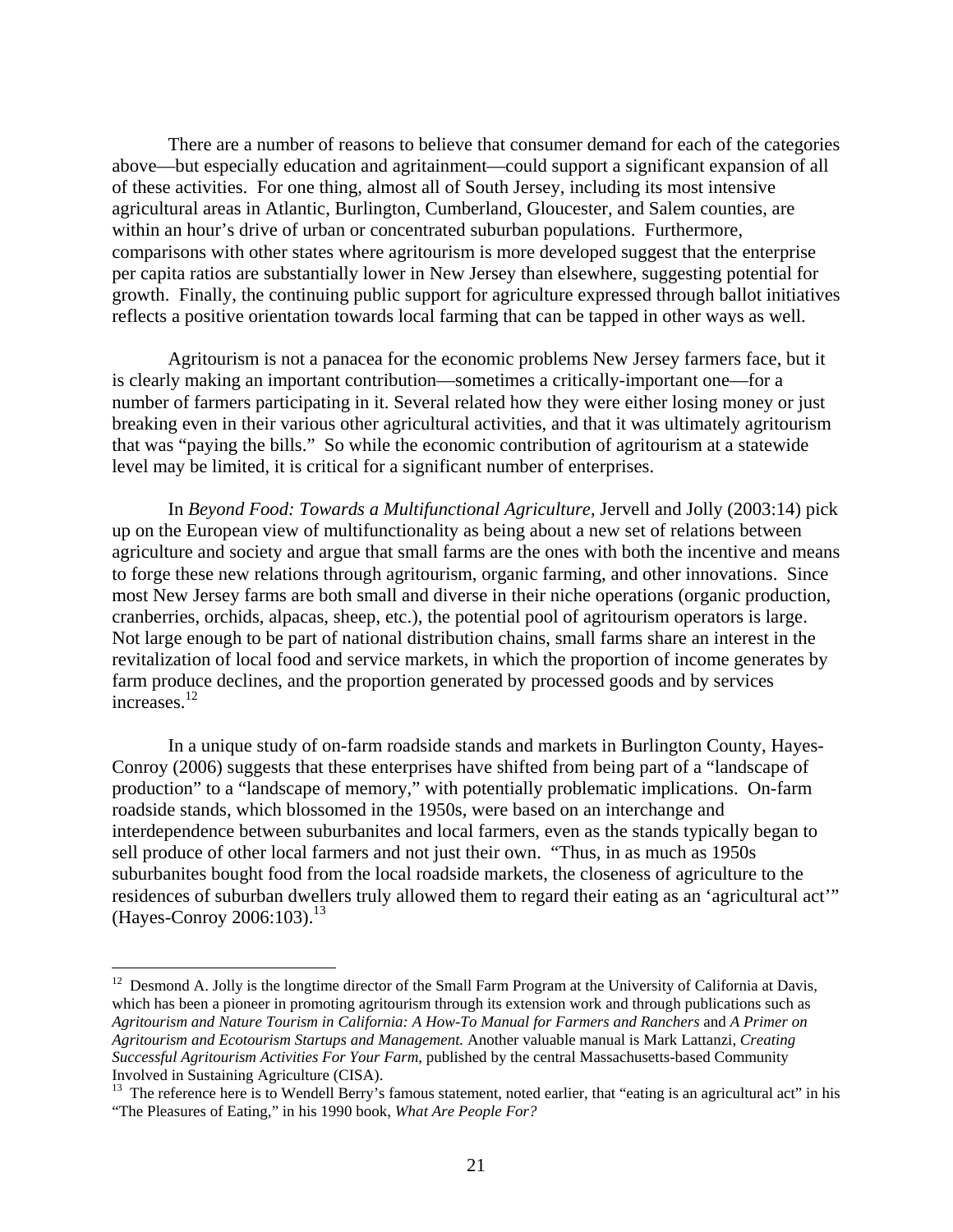There are a number of reasons to believe that consumer demand for each of the categories above—but especially education and agritainment—could support a significant expansion of all of these activities. For one thing, almost all of South Jersey, including its most intensive agricultural areas in Atlantic, Burlington, Cumberland, Gloucester, and Salem counties, are within an hour's drive of urban or concentrated suburban populations. Furthermore, comparisons with other states where agritourism is more developed suggest that the enterprise per capita ratios are substantially lower in New Jersey than elsewhere, suggesting potential for growth. Finally, the continuing public support for agriculture expressed through ballot initiatives reflects a positive orientation towards local farming that can be tapped in other ways as well.

Agritourism is not a panacea for the economic problems New Jersey farmers face, but it is clearly making an important contribution—sometimes a critically-important one—for a number of farmers participating in it. Several related how they were either losing money or just breaking even in their various other agricultural activities, and that it was ultimately agritourism that was "paying the bills." So while the economic contribution of agritourism at a statewide level may be limited, it is critical for a significant number of enterprises.

In *Beyond Food: Towards a Multifunctional Agriculture*, Jervell and Jolly (2003:14) pick up on the European view of multifunctionality as being about a new set of relations between agriculture and society and argue that small farms are the ones with both the incentive and means to forge these new relations through agritourism, organic farming, and other innovations. Since most New Jersey farms are both small and diverse in their niche operations (organic production, cranberries, orchids, alpacas, sheep, etc.), the potential pool of agritourism operators is large. Not large enough to be part of national distribution chains, small farms share an interest in the revitalization of local food and service markets, in which the proportion of income generates by farm produce declines, and the proportion generated by processed goods and by services increases.[12]

In a unique study of on-farm roadside stands and markets in Burlington County, Hayes-Conroy (2006) suggests that these enterprises have shifted from being part of a "landscape of production" to a "landscape of memory," with potentially problematic implications. On-farm roadside stands, which blossomed in the 1950s, were based on an interchange and interdependence between suburbanites and local farmers, even as the stands typically began to sell produce of other local farmers and not just their own. "Thus, in as much as 1950s suburbanites bought food from the local roadside markets, the closeness of agriculture to the residences of suburban dwellers truly allowed them to regard their eating as an 'agricultural act'" (Hayes-Conroy 2006:103).[13]

---

[12] Desmond A. Jolly is the longtime director of the Small Farm Program at the University of California at Davis, which has been a pioneer in promoting agritourism through its extension work and through publications such as *Agritourism and Nature Tourism in California: A How-To Manual for Farmers and Ranchers* and *A Primer on Agritourism and Ecotourism Startups and Management.* Another valuable manual is Mark Lattanzi, *Creating Successful Agritourism Activities For Your Farm*, published by the central Massachusetts-based Community Involved in Sustaining Agriculture (CISA).

[13] The reference here is to Wendell Berry's famous statement, noted earlier, that "eating is an agricultural act" in his "The Pleasures of Eating," in his 1990 book, *What Are People For?*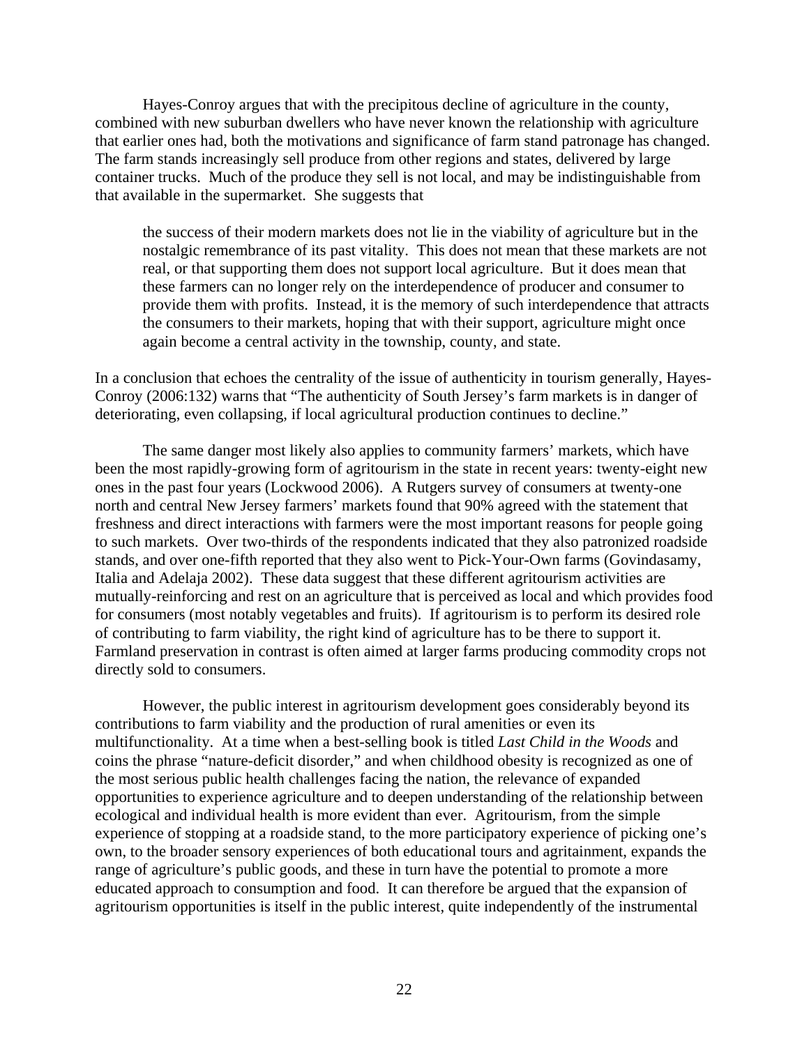Hayes-Conroy argues that with the precipitous decline of agriculture in the county, combined with new suburban dwellers who have never known the relationship with agriculture that earlier ones had, both the motivations and significance of farm stand patronage has changed. The farm stands increasingly sell produce from other regions and states, delivered by large container trucks. Much of the produce they sell is not local, and may be indistinguishable from that available in the supermarket. She suggests that

> the success of their modern markets does not lie in the viability of agriculture but in the nostalgic remembrance of its past vitality. This does not mean that these markets are not real, or that supporting them does not support local agriculture. But it does mean that these farmers can no longer rely on the interdependence of producer and consumer to provide them with profits. Instead, it is the memory of such interdependence that attracts the consumers to their markets, hoping that with their support, agriculture might once again become a central activity in the township, county, and state.

In a conclusion that echoes the centrality of the issue of authenticity in tourism generally, Hayes-Conroy (2006:132) warns that "The authenticity of South Jersey's farm markets is in danger of deteriorating, even collapsing, if local agricultural production continues to decline."

The same danger most likely also applies to community farmers' markets, which have been the most rapidly-growing form of agritourism in the state in recent years: twenty-eight new ones in the past four years (Lockwood 2006). A Rutgers survey of consumers at twenty-one north and central New Jersey farmers' markets found that 90% agreed with the statement that freshness and direct interactions with farmers were the most important reasons for people going to such markets. Over two-thirds of the respondents indicated that they also patronized roadside stands, and over one-fifth reported that they also went to Pick-Your-Own farms (Govindasamy, Italia and Adelaja 2002). These data suggest that these different agritourism activities are mutually-reinforcing and rest on an agriculture that is perceived as local and which provides food for consumers (most notably vegetables and fruits). If agritourism is to perform its desired role of contributing to farm viability, the right kind of agriculture has to be there to support it. Farmland preservation in contrast is often aimed at larger farms producing commodity crops not directly sold to consumers.

However, the public interest in agritourism development goes considerably beyond its contributions to farm viability and the production of rural amenities or even its multifunctionality. At a time when a best-selling book is titled *Last Child in the Woods* and coins the phrase "nature-deficit disorder," and when childhood obesity is recognized as one of the most serious public health challenges facing the nation, the relevance of expanded opportunities to experience agriculture and to deepen understanding of the relationship between ecological and individual health is more evident than ever. Agritourism, from the simple experience of stopping at a roadside stand, to the more participatory experience of picking one's own, to the broader sensory experiences of both educational tours and agritainment, expands the range of agriculture's public goods, and these in turn have the potential to promote a more educated approach to consumption and food. It can therefore be argued that the expansion of agritourism opportunities is itself in the public interest, quite independently of the instrumental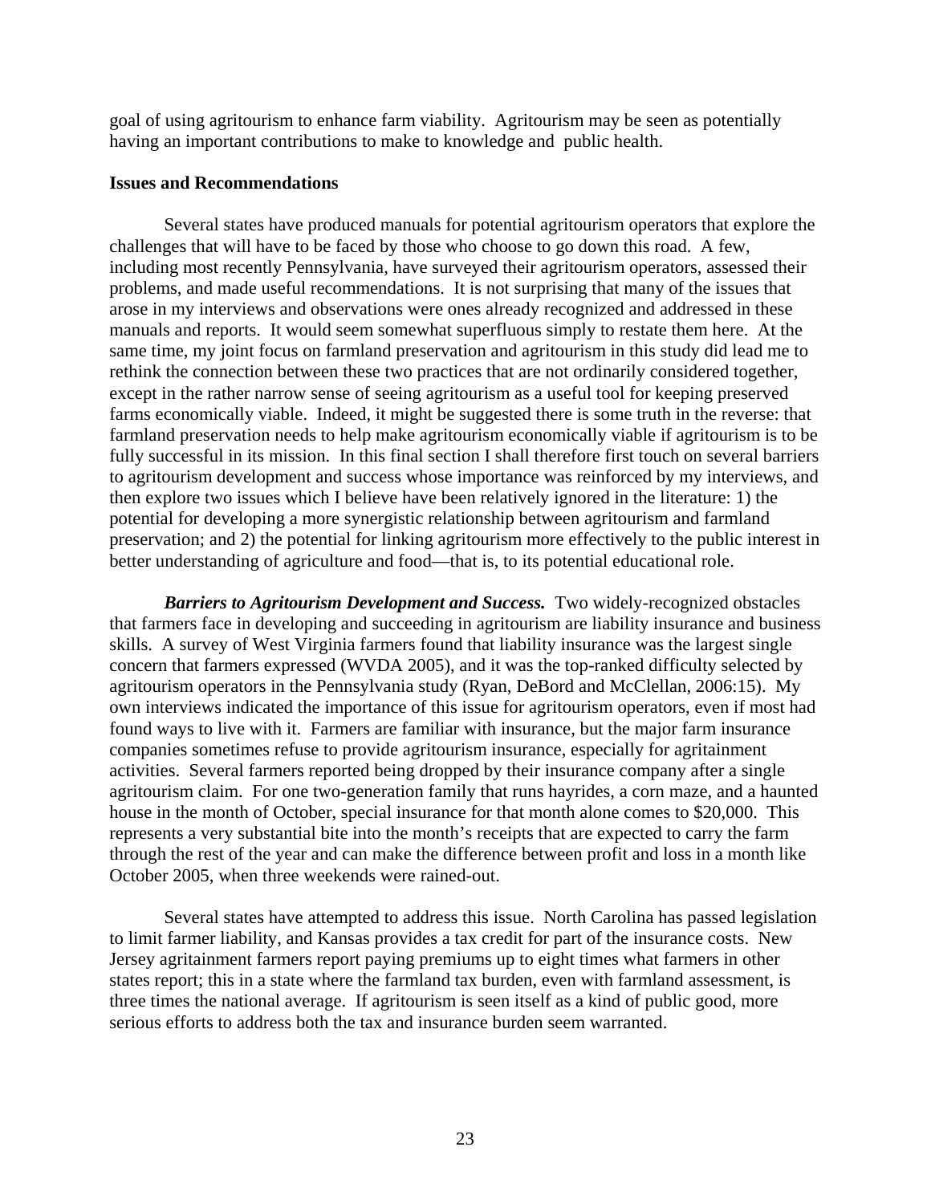goal of using agritourism to enhance farm viability. Agritourism may be seen as potentially having an important contributions to make to knowledge and public health.

**Issues and Recommendations**

Several states have produced manuals for potential agritourism operators that explore the challenges that will have to be faced by those who choose to go down this road. A few, including most recently Pennsylvania, have surveyed their agritourism operators, assessed their problems, and made useful recommendations. It is not surprising that many of the issues that arose in my interviews and observations were ones already recognized and addressed in these manuals and reports. It would seem somewhat superfluous simply to restate them here. At the same time, my joint focus on farmland preservation and agritourism in this study did lead me to rethink the connection between these two practices that are not ordinarily considered together, except in the rather narrow sense of seeing agritourism as a useful tool for keeping preserved farms economically viable. Indeed, it might be suggested there is some truth in the reverse: that farmland preservation needs to help make agritourism economically viable if agritourism is to be fully successful in its mission. In this final section I shall therefore first touch on several barriers to agritourism development and success whose importance was reinforced by my interviews, and then explore two issues which I believe have been relatively ignored in the literature: 1) the potential for developing a more synergistic relationship between agritourism and farmland preservation; and 2) the potential for linking agritourism more effectively to the public interest in better understanding of agriculture and food—that is, to its potential educational role.

***Barriers to Agritourism Development and Success.*** Two widely-recognized obstacles that farmers face in developing and succeeding in agritourism are liability insurance and business skills. A survey of West Virginia farmers found that liability insurance was the largest single concern that farmers expressed (WVDA 2005), and it was the top-ranked difficulty selected by agritourism operators in the Pennsylvania study (Ryan, DeBord and McClellan, 2006:15). My own interviews indicated the importance of this issue for agritourism operators, even if most had found ways to live with it. Farmers are familiar with insurance, but the major farm insurance companies sometimes refuse to provide agritourism insurance, especially for agritainment activities. Several farmers reported being dropped by their insurance company after a single agritourism claim. For one two-generation family that runs hayrides, a corn maze, and a haunted house in the month of October, special insurance for that month alone comes to $20,000. This represents a very substantial bite into the month's receipts that are expected to carry the farm through the rest of the year and can make the difference between profit and loss in a month like October 2005, when three weekends were rained-out.

Several states have attempted to address this issue. North Carolina has passed legislation to limit farmer liability, and Kansas provides a tax credit for part of the insurance costs. New Jersey agritainment farmers report paying premiums up to eight times what farmers in other states report; this in a state where the farmland tax burden, even with farmland assessment, is three times the national average. If agritourism is seen itself as a kind of public good, more serious efforts to address both the tax and insurance burden seem warranted.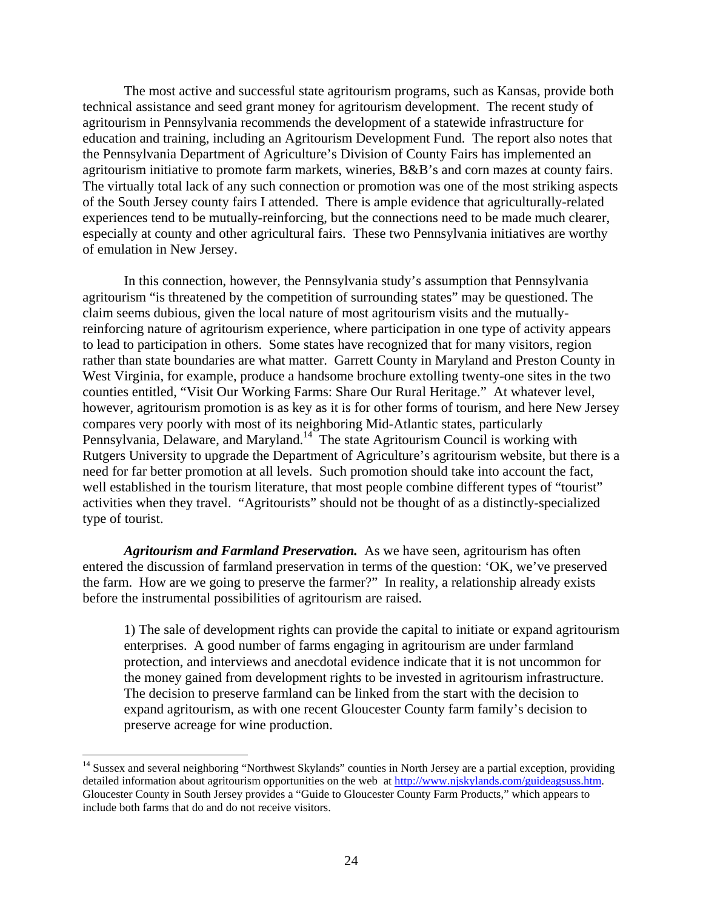The most active and successful state agritourism programs, such as Kansas, provide both technical assistance and seed grant money for agritourism development. The recent study of agritourism in Pennsylvania recommends the development of a statewide infrastructure for education and training, including an Agritourism Development Fund. The report also notes that the Pennsylvania Department of Agriculture's Division of County Fairs has implemented an agritourism initiative to promote farm markets, wineries, B&B's and corn mazes at county fairs. The virtually total lack of any such connection or promotion was one of the most striking aspects of the South Jersey county fairs I attended. There is ample evidence that agriculturally-related experiences tend to be mutually-reinforcing, but the connections need to be made much clearer, especially at county and other agricultural fairs. These two Pennsylvania initiatives are worthy of emulation in New Jersey.

In this connection, however, the Pennsylvania study's assumption that Pennsylvania agritourism "is threatened by the competition of surrounding states" may be questioned. The claim seems dubious, given the local nature of most agritourism visits and the mutually-reinforcing nature of agritourism experience, where participation in one type of activity appears to lead to participation in others. Some states have recognized that for many visitors, region rather than state boundaries are what matter. Garrett County in Maryland and Preston County in West Virginia, for example, produce a handsome brochure extolling twenty-one sites in the two counties entitled, "Visit Our Working Farms: Share Our Rural Heritage." At whatever level, however, agritourism promotion is as key as it is for other forms of tourism, and here New Jersey compares very poorly with most of its neighboring Mid-Atlantic states, particularly Pennsylvania, Delaware, and Maryland.[14] The state Agritourism Council is working with Rutgers University to upgrade the Department of Agriculture's agritourism website, but there is a need for far better promotion at all levels. Such promotion should take into account the fact, well established in the tourism literature, that most people combine different types of "tourist" activities when they travel. "Agritourists" should not be thought of as a distinctly-specialized type of tourist.

***Agritourism and Farmland Preservation.*** As we have seen, agritourism has often entered the discussion of farmland preservation in terms of the question: 'OK, we've preserved the farm. How are we going to preserve the farmer?" In reality, a relationship already exists before the instrumental possibilities of agritourism are raised.

1) The sale of development rights can provide the capital to initiate or expand agritourism enterprises. A good number of farms engaging in agritourism are under farmland protection, and interviews and anecdotal evidence indicate that it is not uncommon for the money gained from development rights to be invested in agritourism infrastructure. The decision to preserve farmland can be linked from the start with the decision to expand agritourism, as with one recent Gloucester County farm family's decision to preserve acreage for wine production.

[14] Sussex and several neighboring "Northwest Skylands" counties in North Jersey are a partial exception, providing detailed information about agritourism opportunities on the web at http://www.njskylands.com/guideagsuss.htm. Gloucester County in South Jersey provides a "Guide to Gloucester County Farm Products," which appears to include both farms that do and do not receive visitors.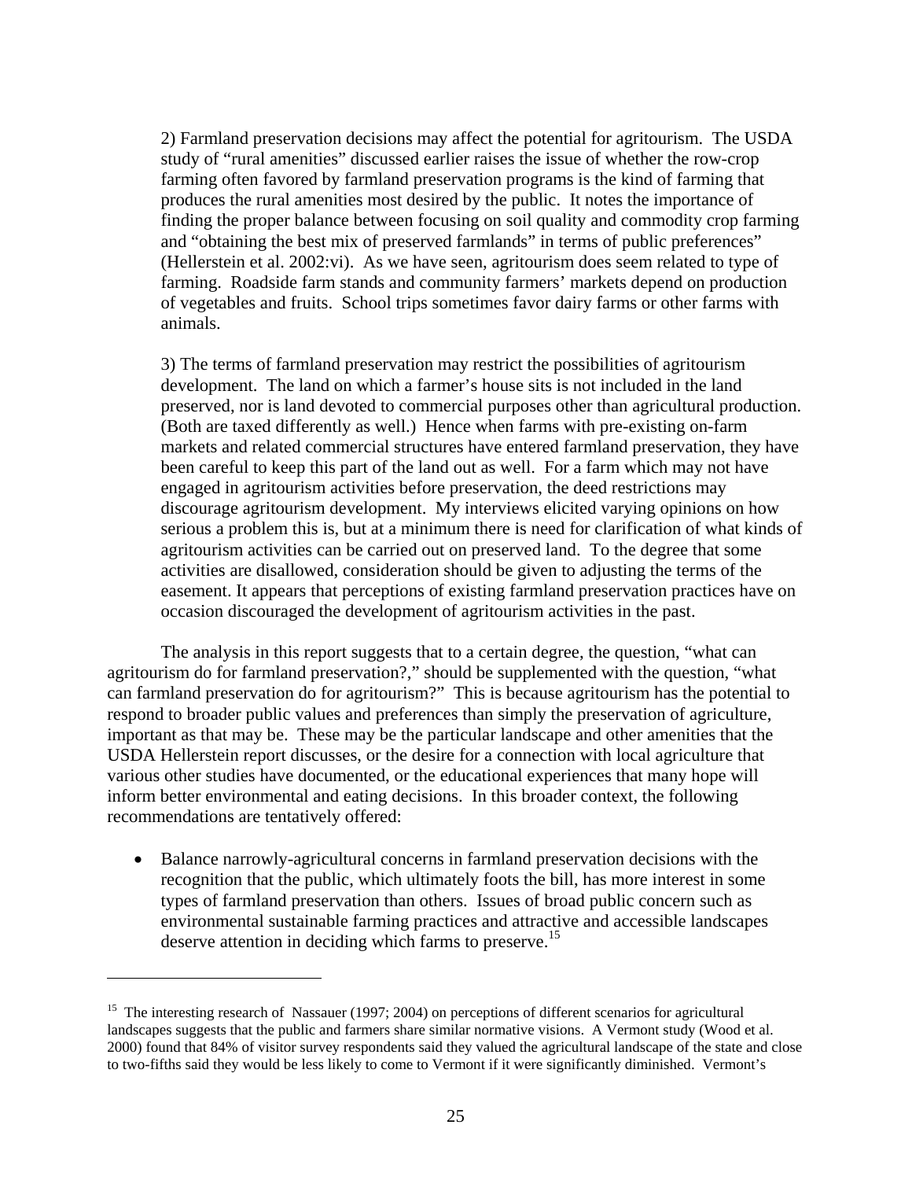2) Farmland preservation decisions may affect the potential for agritourism. The USDA study of "rural amenities" discussed earlier raises the issue of whether the row-crop farming often favored by farmland preservation programs is the kind of farming that produces the rural amenities most desired by the public. It notes the importance of finding the proper balance between focusing on soil quality and commodity crop farming and "obtaining the best mix of preserved farmlands" in terms of public preferences" (Hellerstein et al. 2002:vi). As we have seen, agritourism does seem related to type of farming. Roadside farm stands and community farmers' markets depend on production of vegetables and fruits. School trips sometimes favor dairy farms or other farms with animals.

3) The terms of farmland preservation may restrict the possibilities of agritourism development. The land on which a farmer's house sits is not included in the land preserved, nor is land devoted to commercial purposes other than agricultural production. (Both are taxed differently as well.) Hence when farms with pre-existing on-farm markets and related commercial structures have entered farmland preservation, they have been careful to keep this part of the land out as well. For a farm which may not have engaged in agritourism activities before preservation, the deed restrictions may discourage agritourism development. My interviews elicited varying opinions on how serious a problem this is, but at a minimum there is need for clarification of what kinds of agritourism activities can be carried out on preserved land. To the degree that some activities are disallowed, consideration should be given to adjusting the terms of the easement. It appears that perceptions of existing farmland preservation practices have on occasion discouraged the development of agritourism activities in the past.

The analysis in this report suggests that to a certain degree, the question, "what can agritourism do for farmland preservation?," should be supplemented with the question, "what can farmland preservation do for agritourism?" This is because agritourism has the potential to respond to broader public values and preferences than simply the preservation of agriculture, important as that may be. These may be the particular landscape and other amenities that the USDA Hellerstein report discusses, or the desire for a connection with local agriculture that various other studies have documented, or the educational experiences that many hope will inform better environmental and eating decisions. In this broader context, the following recommendations are tentatively offered:

- Balance narrowly-agricultural concerns in farmland preservation decisions with the recognition that the public, which ultimately foots the bill, has more interest in some types of farmland preservation than others. Issues of broad public concern such as environmental sustainable farming practices and attractive and accessible landscapes deserve attention in deciding which farms to preserve.[15]

---

[15] The interesting research of Nassauer (1997; 2004) on perceptions of different scenarios for agricultural landscapes suggests that the public and farmers share similar normative visions. A Vermont study (Wood et al. 2000) found that 84% of visitor survey respondents said they valued the agricultural landscape of the state and close to two-fifths said they would be less likely to come to Vermont if it were significantly diminished. Vermont's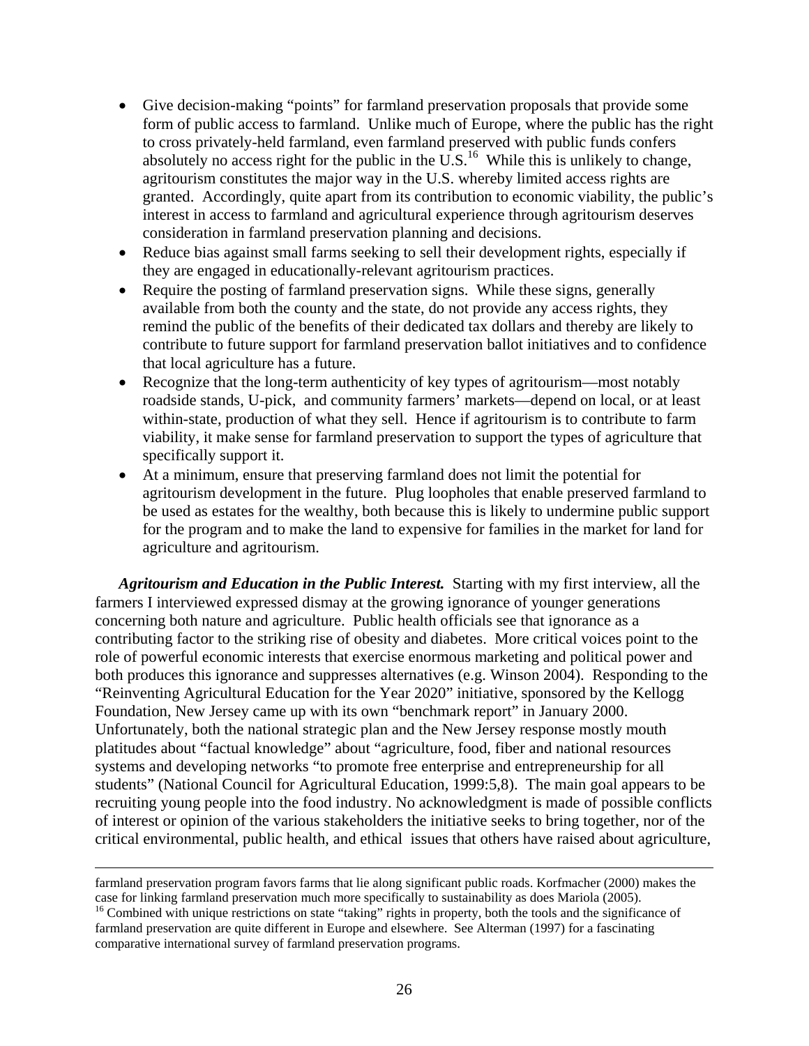- Give decision-making "points" for farmland preservation proposals that provide some form of public access to farmland. Unlike much of Europe, where the public has the right to cross privately-held farmland, even farmland preserved with public funds confers absolutely no access right for the public in the U.S.[16] While this is unlikely to change, agritourism constitutes the major way in the U.S. whereby limited access rights are granted. Accordingly, quite apart from its contribution to economic viability, the public's interest in access to farmland and agricultural experience through agritourism deserves consideration in farmland preservation planning and decisions.
- Reduce bias against small farms seeking to sell their development rights, especially if they are engaged in educationally-relevant agritourism practices.
- Require the posting of farmland preservation signs. While these signs, generally available from both the county and the state, do not provide any access rights, they remind the public of the benefits of their dedicated tax dollars and thereby are likely to contribute to future support for farmland preservation ballot initiatives and to confidence that local agriculture has a future.
- Recognize that the long-term authenticity of key types of agritourism—most notably roadside stands, U-pick, and community farmers' markets—depend on local, or at least within-state, production of what they sell. Hence if agritourism is to contribute to farm viability, it make sense for farmland preservation to support the types of agriculture that specifically support it.
- At a minimum, ensure that preserving farmland does not limit the potential for agritourism development in the future. Plug loopholes that enable preserved farmland to be used as estates for the wealthy, both because this is likely to undermine public support for the program and to make the land to expensive for families in the market for land for agriculture and agritourism.

***Agritourism and Education in the Public Interest.*** Starting with my first interview, all the farmers I interviewed expressed dismay at the growing ignorance of younger generations concerning both nature and agriculture. Public health officials see that ignorance as a contributing factor to the striking rise of obesity and diabetes. More critical voices point to the role of powerful economic interests that exercise enormous marketing and political power and both produces this ignorance and suppresses alternatives (e.g. Winson 2004). Responding to the "Reinventing Agricultural Education for the Year 2020" initiative, sponsored by the Kellogg Foundation, New Jersey came up with its own "benchmark report" in January 2000. Unfortunately, both the national strategic plan and the New Jersey response mostly mouth platitudes about "factual knowledge" about "agriculture, food, fiber and national resources systems and developing networks "to promote free enterprise and entrepreneurship for all students" (National Council for Agricultural Education, 1999:5,8). The main goal appears to be recruiting young people into the food industry. No acknowledgment is made of possible conflicts of interest or opinion of the various stakeholders the initiative seeks to bring together, nor of the critical environmental, public health, and ethical issues that others have raised about agriculture,

---

farmland preservation program favors farms that lie along significant public roads. Korfmacher (2000) makes the case for linking farmland preservation much more specifically to sustainability as does Mariola (2005).

[16] Combined with unique restrictions on state "taking" rights in property, both the tools and the significance of farmland preservation are quite different in Europe and elsewhere. See Alterman (1997) for a fascinating comparative international survey of farmland preservation programs.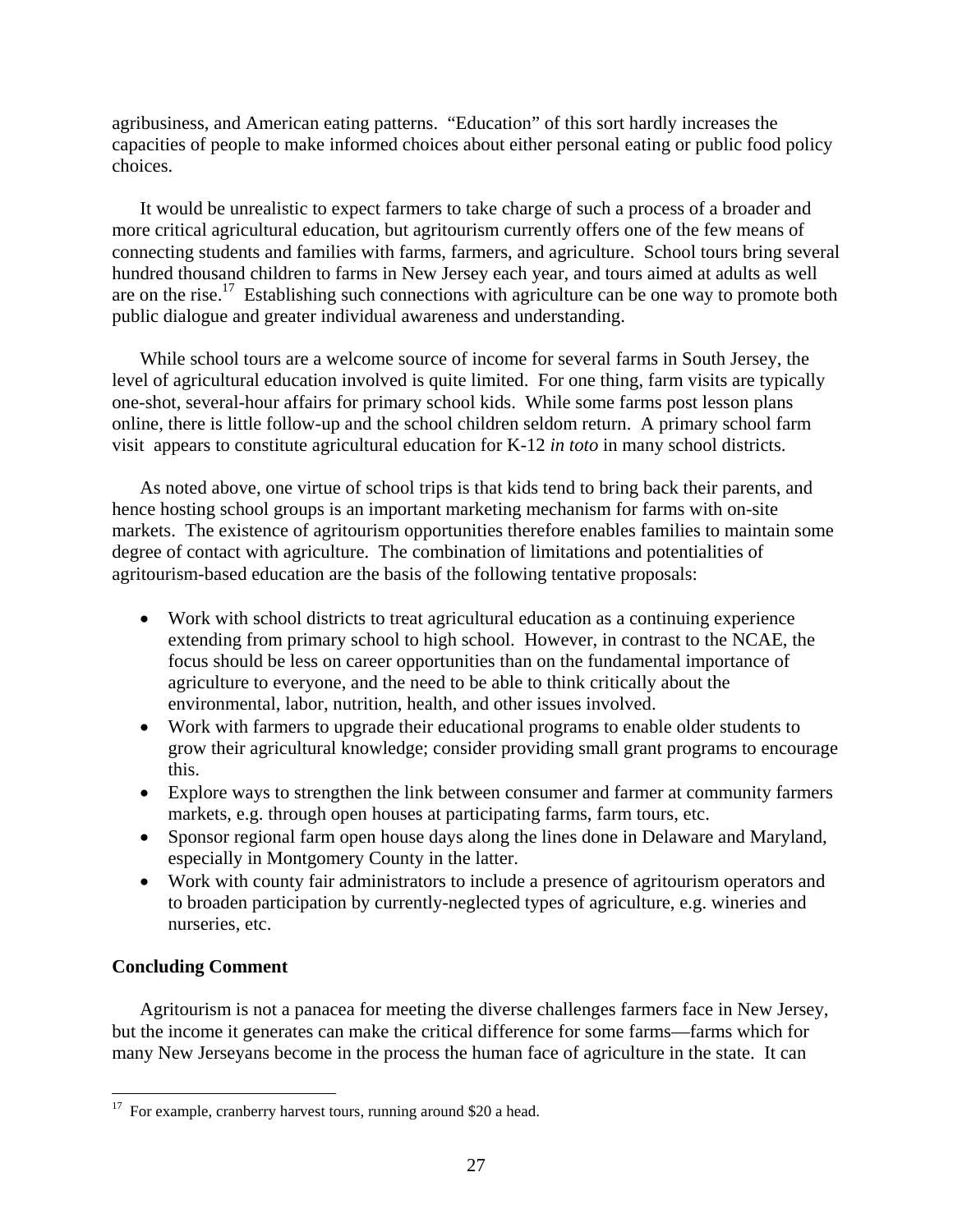agribusiness, and American eating patterns. "Education" of this sort hardly increases the capacities of people to make informed choices about either personal eating or public food policy choices.

It would be unrealistic to expect farmers to take charge of such a process of a broader and more critical agricultural education, but agritourism currently offers one of the few means of connecting students and families with farms, farmers, and agriculture. School tours bring several hundred thousand children to farms in New Jersey each year, and tours aimed at adults as well are on the rise.[17] Establishing such connections with agriculture can be one way to promote both public dialogue and greater individual awareness and understanding.

While school tours are a welcome source of income for several farms in South Jersey, the level of agricultural education involved is quite limited. For one thing, farm visits are typically one-shot, several-hour affairs for primary school kids. While some farms post lesson plans online, there is little follow-up and the school children seldom return. A primary school farm visit appears to constitute agricultural education for K-12 *in toto* in many school districts.

As noted above, one virtue of school trips is that kids tend to bring back their parents, and hence hosting school groups is an important marketing mechanism for farms with on-site markets. The existence of agritourism opportunities therefore enables families to maintain some degree of contact with agriculture. The combination of limitations and potentialities of agritourism-based education are the basis of the following tentative proposals:

- Work with school districts to treat agricultural education as a continuing experience extending from primary school to high school. However, in contrast to the NCAE, the focus should be less on career opportunities than on the fundamental importance of agriculture to everyone, and the need to be able to think critically about the environmental, labor, nutrition, health, and other issues involved.
- Work with farmers to upgrade their educational programs to enable older students to grow their agricultural knowledge; consider providing small grant programs to encourage this.
- Explore ways to strengthen the link between consumer and farmer at community farmers markets, e.g. through open houses at participating farms, farm tours, etc.
- Sponsor regional farm open house days along the lines done in Delaware and Maryland, especially in Montgomery County in the latter.
- Work with county fair administrators to include a presence of agritourism operators and to broaden participation by currently-neglected types of agriculture, e.g. wineries and nurseries, etc.

**Concluding Comment**

Agritourism is not a panacea for meeting the diverse challenges farmers face in New Jersey, but the income it generates can make the critical difference for some farms—farms which for many New Jerseyans become in the process the human face of agriculture in the state. It can

[17] For example, cranberry harvest tours, running around $20 a head.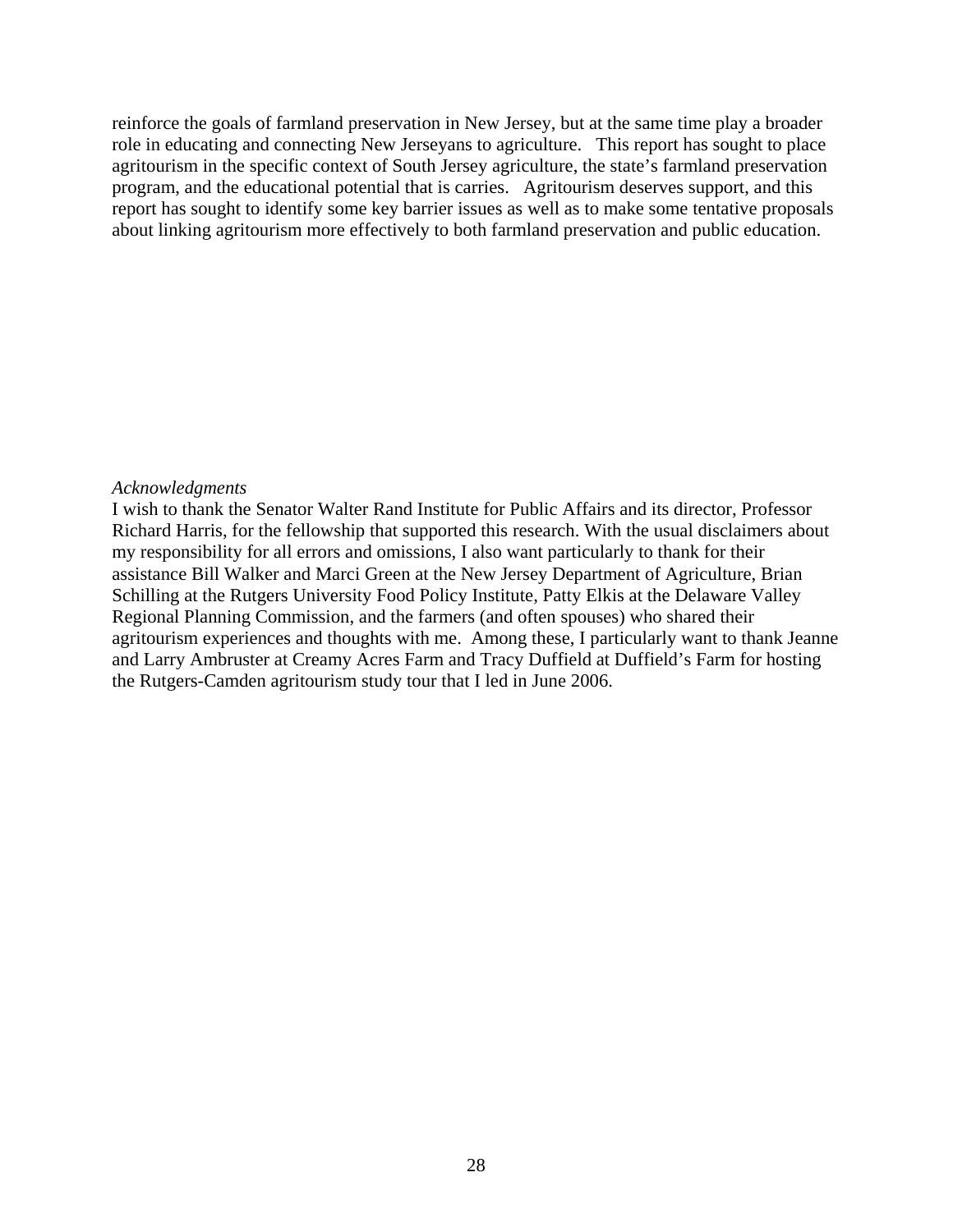reinforce the goals of farmland preservation in New Jersey, but at the same time play a broader role in educating and connecting New Jerseyans to agriculture. This report has sought to place agritourism in the specific context of South Jersey agriculture, the state's farmland preservation program, and the educational potential that is carries. Agritourism deserves support, and this report has sought to identify some key barrier issues as well as to make some tentative proposals about linking agritourism more effectively to both farmland preservation and public education.

*Acknowledgments*

I wish to thank the Senator Walter Rand Institute for Public Affairs and its director, Professor Richard Harris, for the fellowship that supported this research. With the usual disclaimers about my responsibility for all errors and omissions, I also want particularly to thank for their assistance Bill Walker and Marci Green at the New Jersey Department of Agriculture, Brian Schilling at the Rutgers University Food Policy Institute, Patty Elkis at the Delaware Valley Regional Planning Commission, and the farmers (and often spouses) who shared their agritourism experiences and thoughts with me. Among these, I particularly want to thank Jeanne and Larry Ambruster at Creamy Acres Farm and Tracy Duffield at Duffield's Farm for hosting the Rutgers-Camden agritourism study tour that I led in June 2006.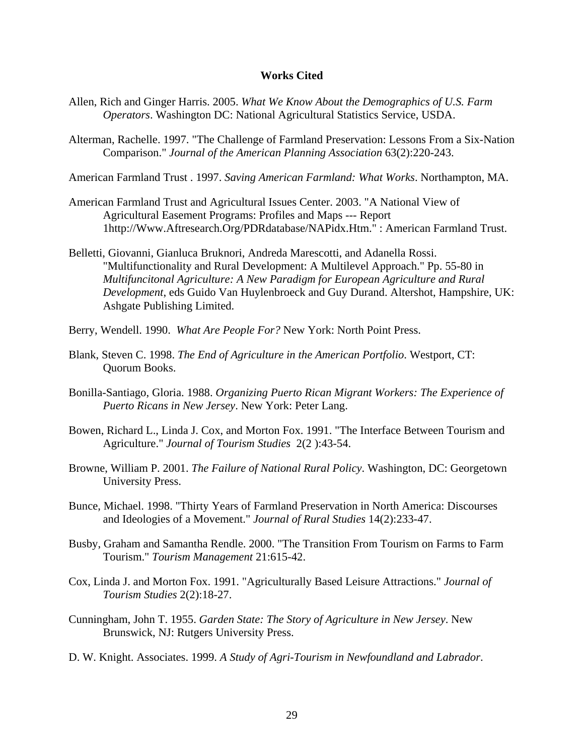## Works Cited

Allen, Rich and Ginger Harris. 2005. *What We Know About the Demographics of U.S. Farm Operators*. Washington DC: National Agricultural Statistics Service, USDA.

Alterman, Rachelle. 1997. "The Challenge of Farmland Preservation: Lessons From a Six-Nation Comparison." *Journal of the American Planning Association* 63(2):220-243.

American Farmland Trust . 1997. *Saving American Farmland: What Works*. Northampton, MA.

American Farmland Trust and Agricultural Issues Center. 2003. "A National View of Agricultural Easement Programs: Profiles and Maps --- Report 1http://Www.Aftresearch.Org/PDRdatabase/NAPidx.Htm." : American Farmland Trust.

Belletti, Giovanni, Gianluca Bruknori, Andreda Marescotti, and Adanella Rossi. "Multifunctionality and Rural Development: A Multilevel Approach." Pp. 55-80 in *Multifuncitonal Agriculture: A New Paradigm for European Agriculture and Rural Development*, eds Guido Van Huylenbroeck and Guy Durand. Altershot, Hampshire, UK: Ashgate Publishing Limited.

Berry, Wendell. 1990. *What Are People For?* New York: North Point Press.

Blank, Steven C. 1998. *The End of Agriculture in the American Portfolio*. Westport, CT: Quorum Books.

Bonilla-Santiago, Gloria. 1988. *Organizing Puerto Rican Migrant Workers: The Experience of Puerto Ricans in New Jersey*. New York: Peter Lang.

Bowen, Richard L., Linda J. Cox, and Morton Fox. 1991. "The Interface Between Tourism and Agriculture." *Journal of Tourism Studies* 2(2 ):43-54.

Browne, William P. 2001. *The Failure of National Rural Policy*. Washington, DC: Georgetown University Press.

Bunce, Michael. 1998. "Thirty Years of Farmland Preservation in North America: Discourses and Ideologies of a Movement." *Journal of Rural Studies* 14(2):233-47.

Busby, Graham and Samantha Rendle. 2000. "The Transition From Tourism on Farms to Farm Tourism." *Tourism Management* 21:615-42.

Cox, Linda J. and Morton Fox. 1991. "Agriculturally Based Leisure Attractions." *Journal of Tourism Studies* 2(2):18-27.

Cunningham, John T. 1955. *Garden State: The Story of Agriculture in New Jersey*. New Brunswick, NJ: Rutgers University Press.

D. W. Knight. Associates. 1999. *A Study of Agri-Tourism in Newfoundland and Labrador*.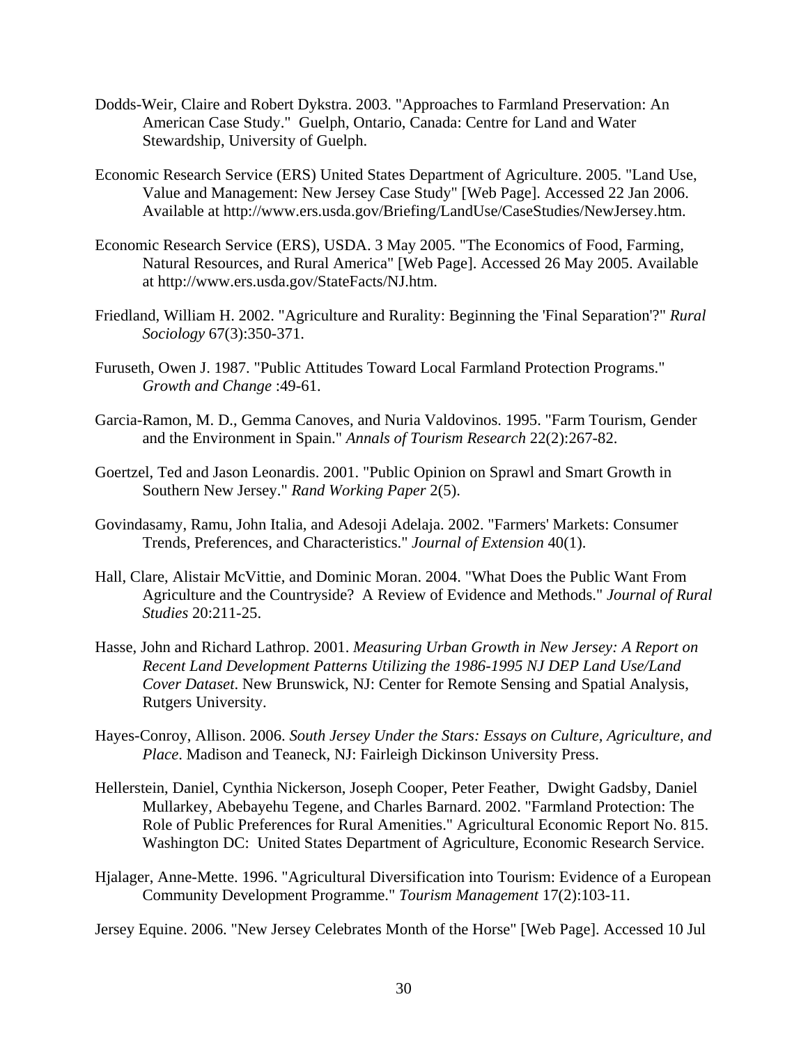Dodds-Weir, Claire and Robert Dykstra. 2003. "Approaches to Farmland Preservation: An American Case Study." Guelph, Ontario, Canada: Centre for Land and Water Stewardship, University of Guelph.

Economic Research Service (ERS) United States Department of Agriculture. 2005. "Land Use, Value and Management: New Jersey Case Study" [Web Page]. Accessed 22 Jan 2006. Available at http://www.ers.usda.gov/Briefing/LandUse/CaseStudies/NewJersey.htm.

Economic Research Service (ERS), USDA. 3 May 2005. "The Economics of Food, Farming, Natural Resources, and Rural America" [Web Page]. Accessed 26 May 2005. Available at http://www.ers.usda.gov/StateFacts/NJ.htm.

Friedland, William H. 2002. "Agriculture and Rurality: Beginning the 'Final Separation'?" *Rural Sociology* 67(3):350-371.

Furuseth, Owen J. 1987. "Public Attitudes Toward Local Farmland Protection Programs." *Growth and Change* :49-61.

Garcia-Ramon, M. D., Gemma Canoves, and Nuria Valdovinos. 1995. "Farm Tourism, Gender and the Environment in Spain." *Annals of Tourism Research* 22(2):267-82.

Goertzel, Ted and Jason Leonardis. 2001. "Public Opinion on Sprawl and Smart Growth in Southern New Jersey." *Rand Working Paper* 2(5).

Govindasamy, Ramu, John Italia, and Adesoji Adelaja. 2002. "Farmers' Markets: Consumer Trends, Preferences, and Characteristics." *Journal of Extension* 40(1).

Hall, Clare, Alistair McVittie, and Dominic Moran. 2004. "What Does the Public Want From Agriculture and the Countryside? A Review of Evidence and Methods." *Journal of Rural Studies* 20:211-25.

Hasse, John and Richard Lathrop. 2001. *Measuring Urban Growth in New Jersey: A Report on Recent Land Development Patterns Utilizing the 1986-1995 NJ DEP Land Use/Land Cover Dataset*. New Brunswick, NJ: Center for Remote Sensing and Spatial Analysis, Rutgers University.

Hayes-Conroy, Allison. 2006. *South Jersey Under the Stars: Essays on Culture, Agriculture, and Place*. Madison and Teaneck, NJ: Fairleigh Dickinson University Press.

Hellerstein, Daniel, Cynthia Nickerson, Joseph Cooper, Peter Feather, Dwight Gadsby, Daniel Mullarkey, Abebayehu Tegene, and Charles Barnard. 2002. "Farmland Protection: The Role of Public Preferences for Rural Amenities." Agricultural Economic Report No. 815. Washington DC: United States Department of Agriculture, Economic Research Service.

Hjalager, Anne-Mette. 1996. "Agricultural Diversification into Tourism: Evidence of a European Community Development Programme." *Tourism Management* 17(2):103-11.

Jersey Equine. 2006. "New Jersey Celebrates Month of the Horse" [Web Page]. Accessed 10 Jul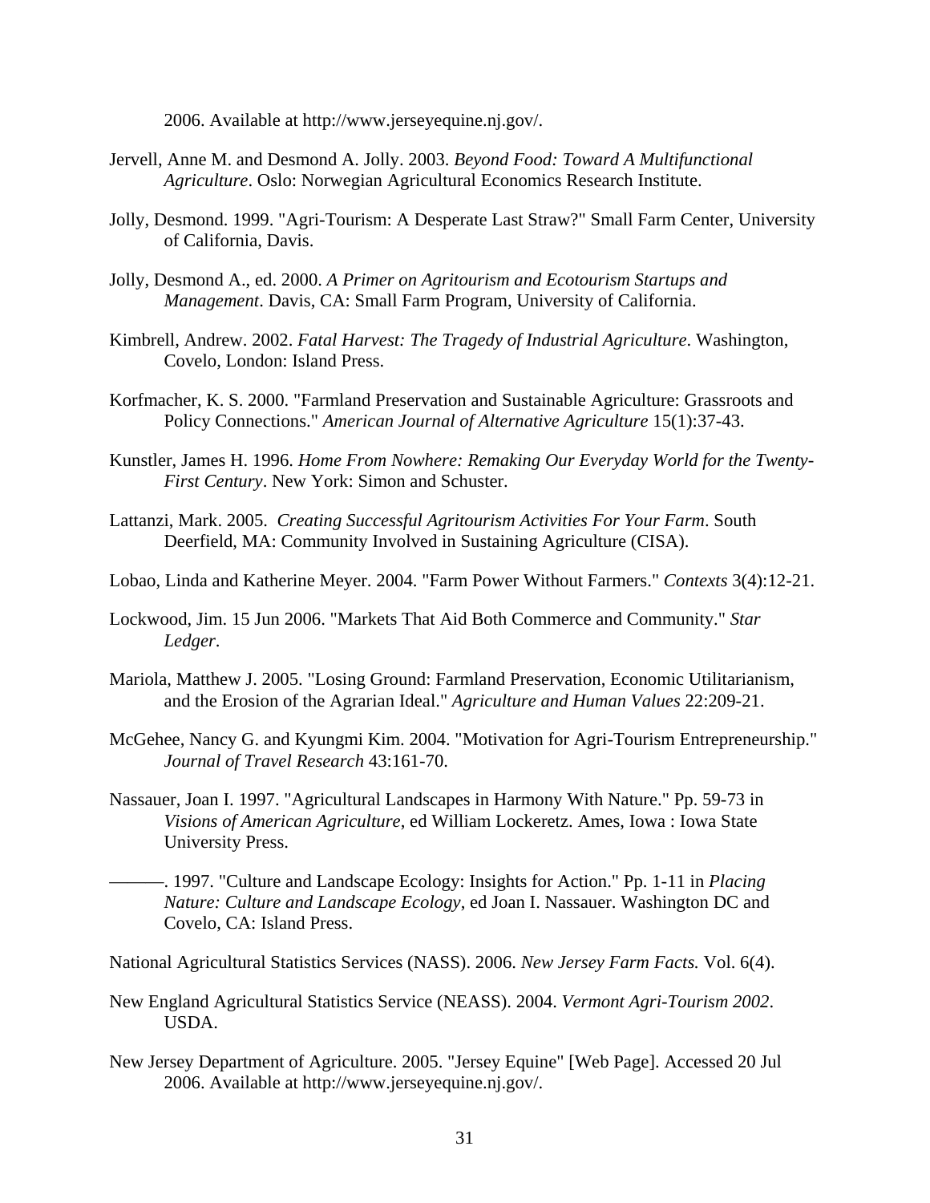2006. Available at http://www.jerseyequine.nj.gov/.

Jervell, Anne M. and Desmond A. Jolly. 2003. *Beyond Food: Toward A Multifunctional Agriculture*. Oslo: Norwegian Agricultural Economics Research Institute.

Jolly, Desmond. 1999. "Agri-Tourism: A Desperate Last Straw?" Small Farm Center, University of California, Davis.

Jolly, Desmond A., ed. 2000. *A Primer on Agritourism and Ecotourism Startups and Management*. Davis, CA: Small Farm Program, University of California.

Kimbrell, Andrew. 2002. *Fatal Harvest: The Tragedy of Industrial Agriculture*. Washington, Covelo, London: Island Press.

Korfmacher, K. S. 2000. "Farmland Preservation and Sustainable Agriculture: Grassroots and Policy Connections." *American Journal of Alternative Agriculture* 15(1):37-43.

Kunstler, James H. 1996. *Home From Nowhere: Remaking Our Everyday World for the Twenty-First Century*. New York: Simon and Schuster.

Lattanzi, Mark. 2005. *Creating Successful Agritourism Activities For Your Farm*. South Deerfield, MA: Community Involved in Sustaining Agriculture (CISA).

Lobao, Linda and Katherine Meyer. 2004. "Farm Power Without Farmers." *Contexts* 3(4):12-21.

Lockwood, Jim. 15 Jun 2006. "Markets That Aid Both Commerce and Community." *Star Ledger*.

Mariola, Matthew J. 2005. "Losing Ground: Farmland Preservation, Economic Utilitarianism, and the Erosion of the Agrarian Ideal." *Agriculture and Human Values* 22:209-21.

McGehee, Nancy G. and Kyungmi Kim. 2004. "Motivation for Agri-Tourism Entrepreneurship." *Journal of Travel Research* 43:161-70.

Nassauer, Joan I. 1997. "Agricultural Landscapes in Harmony With Nature." Pp. 59-73 in *Visions of American Agriculture*, ed William Lockeretz. Ames, Iowa : Iowa State University Press.

———. 1997. "Culture and Landscape Ecology: Insights for Action." Pp. 1-11 in *Placing Nature: Culture and Landscape Ecology*, ed Joan I. Nassauer. Washington DC and Covelo, CA: Island Press.

National Agricultural Statistics Services (NASS). 2006. *New Jersey Farm Facts.* Vol. 6(4).

New England Agricultural Statistics Service (NEASS). 2004. *Vermont Agri-Tourism 2002*. USDA.

New Jersey Department of Agriculture. 2005. "Jersey Equine" [Web Page]. Accessed 20 Jul 2006. Available at http://www.jerseyequine.nj.gov/.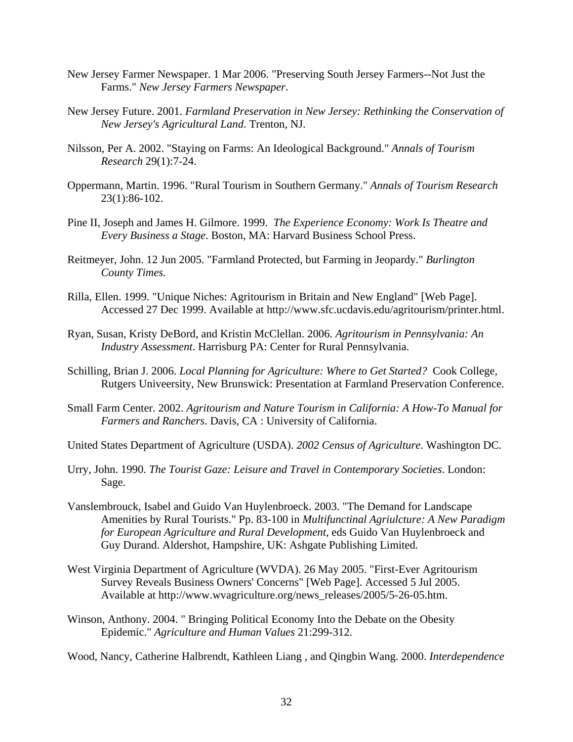New Jersey Farmer Newspaper. 1 Mar 2006. "Preserving South Jersey Farmers--Not Just the Farms." *New Jersey Farmers Newspaper*.

New Jersey Future. 2001. *Farmland Preservation in New Jersey: Rethinking the Conservation of New Jersey's Agricultural Land*. Trenton, NJ.

Nilsson, Per A. 2002. "Staying on Farms: An Ideological Background." *Annals of Tourism Research* 29(1):7-24.

Oppermann, Martin. 1996. "Rural Tourism in Southern Germany." *Annals of Tourism Research* 23(1):86-102.

Pine II, Joseph and James H. Gilmore. 1999. *The Experience Economy: Work Is Theatre and Every Business a Stage*. Boston, MA: Harvard Business School Press.

Reitmeyer, John. 12 Jun 2005. "Farmland Protected, but Farming in Jeopardy." *Burlington County Times*.

Rilla, Ellen. 1999. "Unique Niches: Agritourism in Britain and New England" [Web Page]. Accessed 27 Dec 1999. Available at http://www.sfc.ucdavis.edu/agritourism/printer.html.

Ryan, Susan, Kristy DeBord, and Kristin McClellan. 2006. *Agritourism in Pennsylvania: An Industry Assessment*. Harrisburg PA: Center for Rural Pennsylvania.

Schilling, Brian J. 2006. *Local Planning for Agriculture: Where to Get Started?* Cook College, Rutgers Univeersity, New Brunswick: Presentation at Farmland Preservation Conference.

Small Farm Center. 2002. *Agritourism and Nature Tourism in California: A How-To Manual for Farmers and Ranchers*. Davis, CA : University of California.

United States Department of Agriculture (USDA). *2002 Census of Agriculture*. Washington DC.

Urry, John. 1990. *The Tourist Gaze: Leisure and Travel in Contemporary Societies*. London: Sage.

Vanslembrouck, Isabel and Guido Van Huylenbroeck. 2003. "The Demand for Landscape Amenities by Rural Tourists." Pp. 83-100 in *Multifunctinal Agriulcture: A New Paradigm for European Agriculture and Rural Development*, eds Guido Van Huylenbroeck and Guy Durand. Aldershot, Hampshire, UK: Ashgate Publishing Limited.

West Virginia Department of Agriculture (WVDA). 26 May 2005. "First-Ever Agritourism Survey Reveals Business Owners' Concerns" [Web Page]. Accessed 5 Jul 2005. Available at http://www.wvagriculture.org/news_releases/2005/5-26-05.htm.

Winson, Anthony. 2004. " Bringing Political Economy Into the Debate on the Obesity Epidemic." *Agriculture and Human Values* 21:299-312.

Wood, Nancy, Catherine Halbrendt, Kathleen Liang , and Qingbin Wang. 2000. *Interdependence*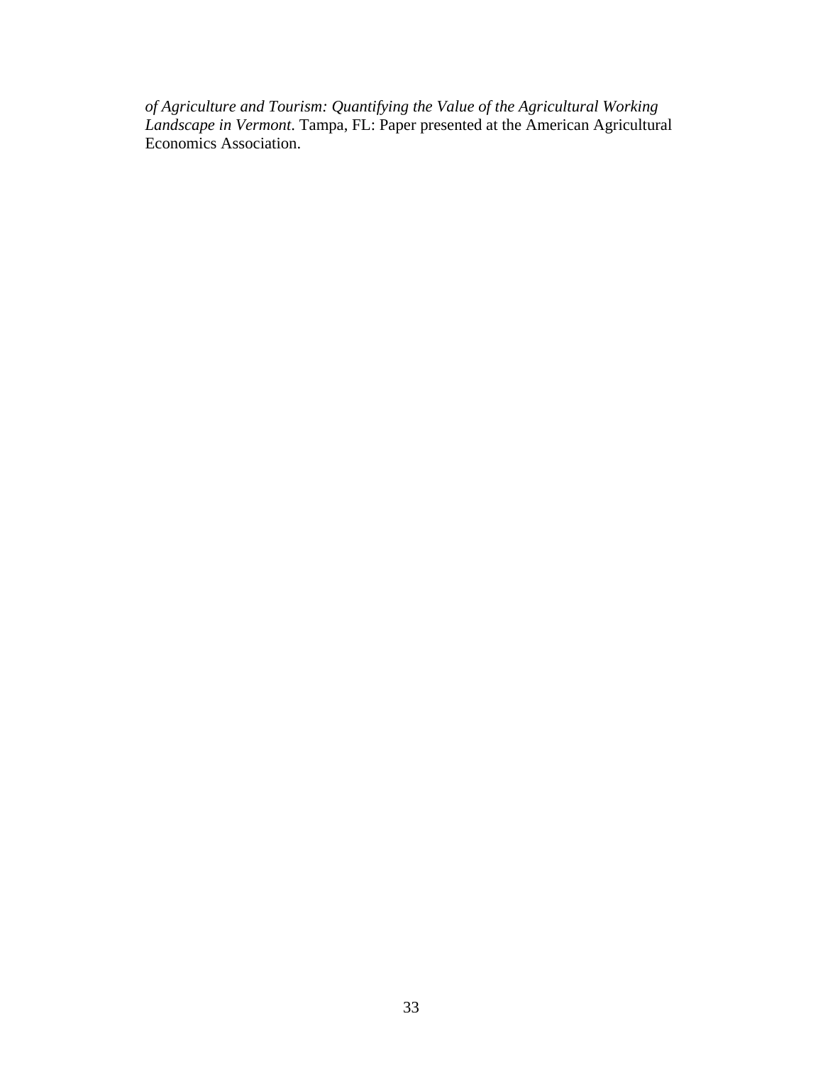*of Agriculture and Tourism: Quantifying the Value of the Agricultural Working Landscape in Vermont*. Tampa, FL: Paper presented at the American Agricultural Economics Association.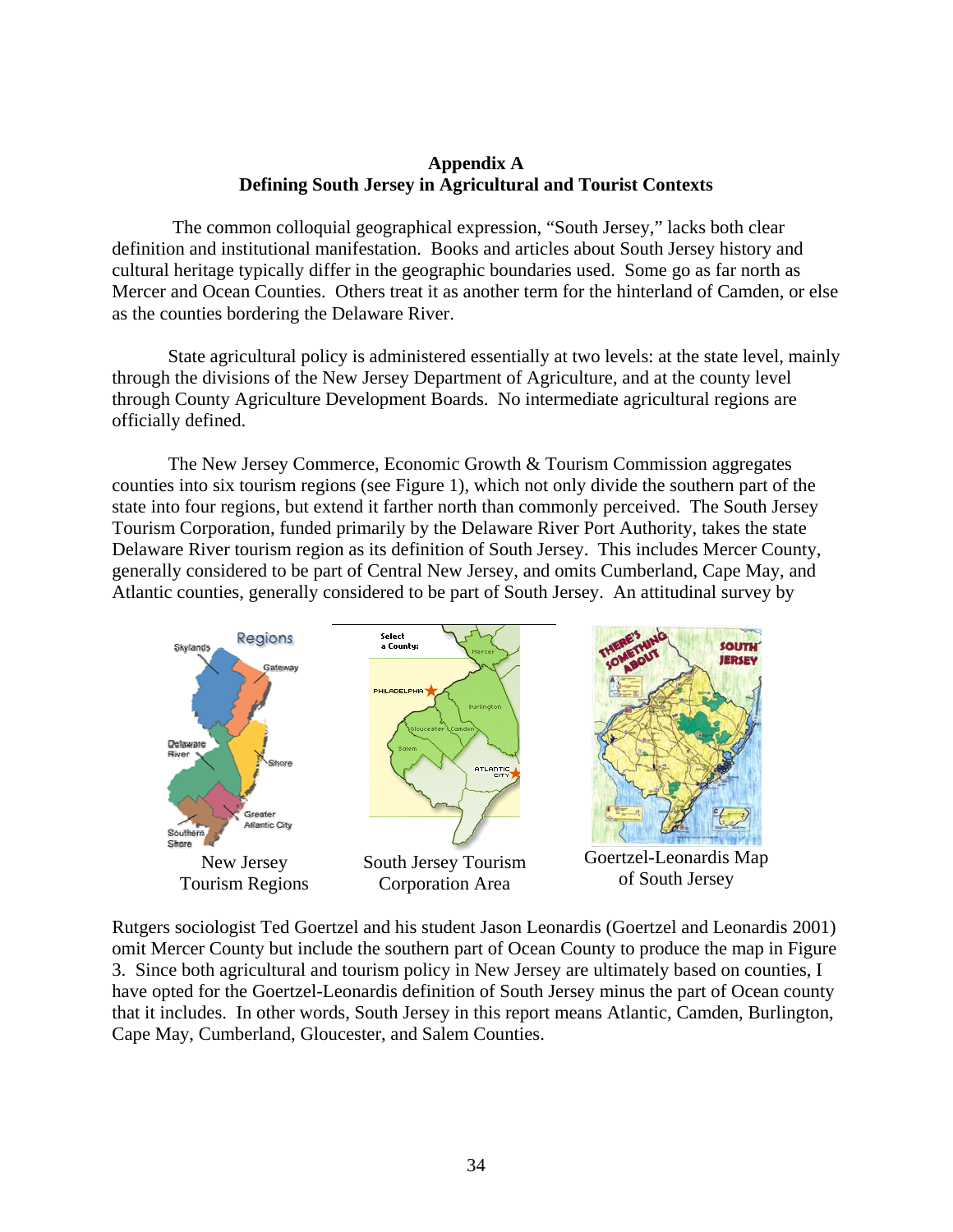# Appendix A
## Defining South Jersey in Agricultural and Tourist Contexts

The common colloquial geographical expression, "South Jersey," lacks both clear definition and institutional manifestation. Books and articles about South Jersey history and cultural heritage typically differ in the geographic boundaries used. Some go as far north as Mercer and Ocean Counties. Others treat it as another term for the hinterland of Camden, or else as the counties bordering the Delaware River.

State agricultural policy is administered essentially at two levels: at the state level, mainly through the divisions of the New Jersey Department of Agriculture, and at the county level through County Agriculture Development Boards. No intermediate agricultural regions are officially defined.

The New Jersey Commerce, Economic Growth & Tourism Commission aggregates counties into six tourism regions (see Figure 1), which not only divide the southern part of the state into four regions, but extend it farther north than commonly perceived. The South Jersey Tourism Corporation, funded primarily by the Delaware River Port Authority, takes the state Delaware River tourism region as its definition of South Jersey. This includes Mercer County, generally considered to be part of Central New Jersey, and omits Cumberland, Cape May, and Atlantic counties, generally considered to be part of South Jersey. An attitudinal survey by Rutgers sociologist Ted Goertzel and his student Jason Leonardis (Goertzel and Leonardis 2001) omit Mercer County but include the southern part of Ocean County to produce the map in Figure 3. Since both agricultural and tourism policy in New Jersey are ultimately based on counties, I have opted for the Goertzel-Leonardis definition of South Jersey minus the part of Ocean county that it includes. In other words, South Jersey in this report means Atlantic, Camden, Burlington, Cape May, Cumberland, Gloucester, and Salem Counties.

New Jersey Tourism Regions

South Jersey Tourism Corporation Area

Goertzel-Leonardis Map of South Jersey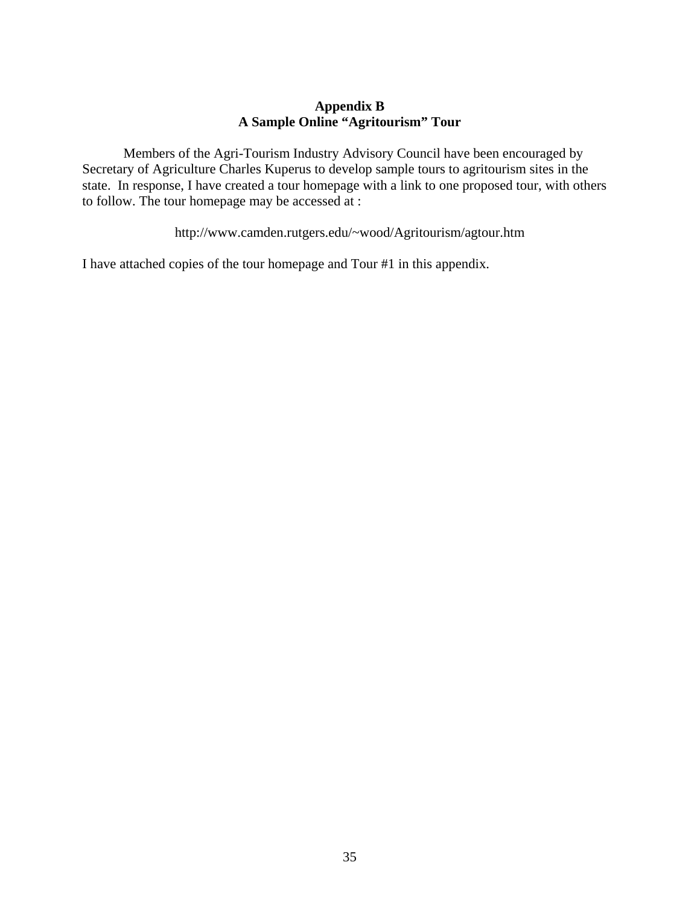# Appendix B
# A Sample Online "Agritourism" Tour

Members of the Agri-Tourism Industry Advisory Council have been encouraged by Secretary of Agriculture Charles Kuperus to develop sample tours to agritourism sites in the state. In response, I have created a tour homepage with a link to one proposed tour, with others to follow. The tour homepage may be accessed at :

http://www.camden.rutgers.edu/~wood/Agritourism/agtour.htm

I have attached copies of the tour homepage and Tour #1 in this appendix.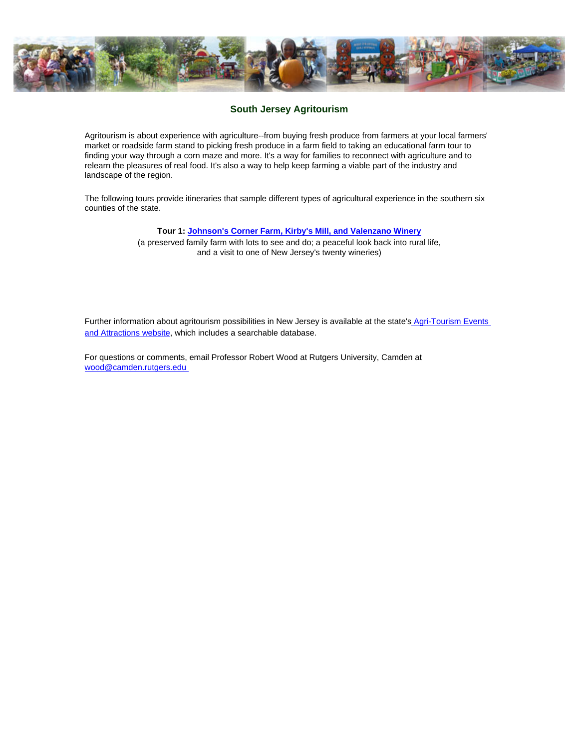## South Jersey Agritourism

Agritourism is about experience with agriculture--from buying fresh produce from farmers at your local farmers' market or roadside farm stand to picking fresh produce in a farm field to taking an educational farm tour to finding your way through a corn maze and more. It's a way for families to reconnect with agriculture and to relearn the pleasures of real food. It's also a way to help keep farming a viable part of the industry and landscape of the region.

The following tours provide itineraries that sample different types of agricultural experience in the southern six counties of the state.

**Tour 1: Johnson's Corner Farm, Kirby's Mill, and Valenzano Winery**
(a preserved family farm with lots to see and do; a peaceful look back into rural life, and a visit to one of New Jersey's twenty wineries)

Further information about agritourism possibilities in New Jersey is available at the state's Agri-Tourism Events and Attractions website, which includes a searchable database.

For questions or comments, email Professor Robert Wood at Rutgers University, Camden at wood@camden.rutgers.edu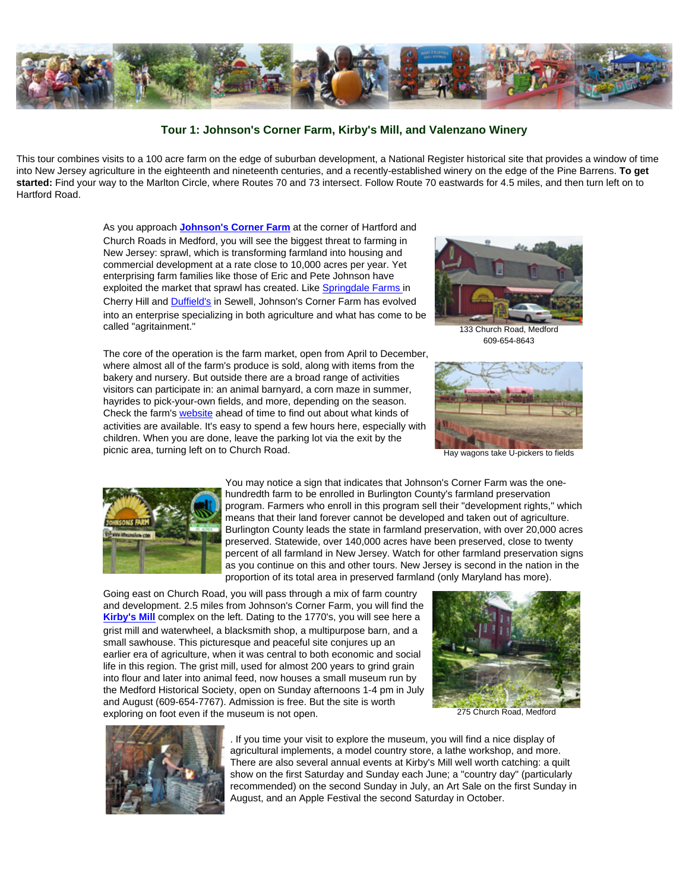## Tour 1: Johnson's Corner Farm, Kirby's Mill, and Valenzano Winery

This tour combines visits to a 100 acre farm on the edge of suburban development, a National Register historical site that provides a window of time into New Jersey agriculture in the eighteenth and nineteenth centuries, and a recently-established winery on the edge of the Pine Barrens. **To get started:** Find your way to the Marlton Circle, where Routes 70 and 73 intersect. Follow Route 70 eastwards for 4.5 miles, and then turn left on to Hartford Road.

As you approach **Johnson's Corner Farm** at the corner of Hartford and Church Roads in Medford, you will see the biggest threat to farming in New Jersey: sprawl, which is transforming farmland into housing and commercial development at a rate close to 10,000 acres per year. Yet enterprising farm families like those of Eric and Pete Johnson have exploited the market that sprawl has created. Like Springdale Farms in Cherry Hill and Duffield's in Sewell, Johnson's Corner Farm has evolved into an enterprise specializing in both agriculture and what has come to be called "agritainment."

133 Church Road, Medford
609-654-8643

The core of the operation is the farm market, open from April to December, where almost all of the farm's produce is sold, along with items from the bakery and nursery. But outside there are a broad range of activities visitors can participate in: an animal barnyard, a corn maze in summer, hayrides to pick-your-own fields, and more, depending on the season. Check the farm's website ahead of time to find out about what kinds of activities are available. It's easy to spend a few hours here, especially with children. When you are done, leave the parking lot via the exit by the picnic area, turning left on to Church Road.

Hay wagons take U-pickers to fields

You may notice a sign that indicates that Johnson's Corner Farm was the one-hundredth farm to be enrolled in Burlington County's farmland preservation program. Farmers who enroll in this program sell their "development rights," which means that their land forever cannot be developed and taken out of agriculture. Burlington County leads the state in farmland preservation, with over 20,000 acres preserved. Statewide, over 140,000 acres have been preserved, close to twenty percent of all farmland in New Jersey. Watch for other farmland preservation signs as you continue on this and other tours. New Jersey is second in the nation in the proportion of its total area in preserved farmland (only Maryland has more).

Going east on Church Road, you will pass through a mix of farm country and development. 2.5 miles from Johnson's Corner Farm, you will find the **Kirby's Mill** complex on the left. Dating to the 1770's, you will see here a grist mill and waterwheel, a blacksmith shop, a multipurpose barn, and a small sawhouse. This picturesque and peaceful site conjures up an earlier era of agriculture, when it was central to both economic and social life in this region. The grist mill, used for almost 200 years to grind grain into flour and later into animal feed, now houses a small museum run by the Medford Historical Society, open on Sunday afternoons 1-4 pm in July and August (609-654-7767). Admission is free. But the site is worth exploring on foot even if the museum is not open.

275 Church Road, Medford

. If you time your visit to explore the museum, you will find a nice display of agricultural implements, a model country store, a lathe workshop, and more. There are also several annual events at Kirby's Mill well worth catching: a quilt show on the first Saturday and Sunday each June; a "country day" (particularly recommended) on the second Sunday in July, an Art Sale on the first Sunday in August, and an Apple Festival the second Saturday in October.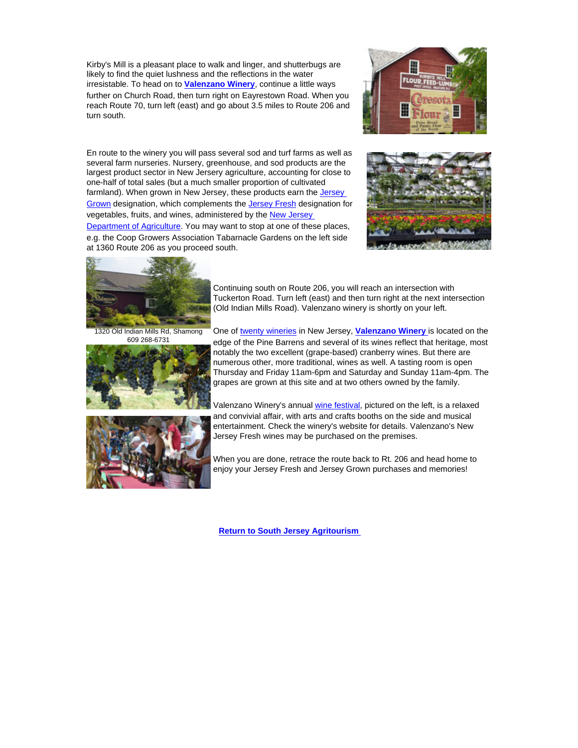Kirby's Mill is a pleasant place to walk and linger, and shutterbugs are likely to find the quiet lushness and the reflections in the water irresistable. To head on to **Valenzano Winery**, continue a little ways further on Church Road, then turn right on Eayrestown Road. When you reach Route 70, turn left (east) and go about 3.5 miles to Route 206 and turn south.

En route to the winery you will pass several sod and turf farms as well as several farm nurseries. Nursery, greenhouse, and sod products are the largest product sector in New Jersey agriculture, accounting for close to one-half of total sales (but a much smaller proportion of cultivated farmland). When grown in New Jersey, these products earn the Jersey Grown designation, which complements the Jersey Fresh designation for vegetables, fruits, and wines, administered by the New Jersey Department of Agriculture. You may want to stop at one of these places, e.g. the Coop Growers Association Tabarnacle Gardens on the left side at 1360 Route 206 as you proceed south.

1320 Old Indian Mills Rd, Shamong
609 268-6731

Continuing south on Route 206, you will reach an intersection with Tuckerton Road. Turn left (east) and then turn right at the next intersection (Old Indian Mills Road). Valenzano winery is shortly on your left.

One of twenty wineries in New Jersey, **Valenzano Winery** is located on the edge of the Pine Barrens and several of its wines reflect that heritage, most notably the two excellent (grape-based) cranberry wines. But there are numerous other, more traditional, wines as well. A tasting room is open Thursday and Friday 11am-6pm and Saturday and Sunday 11am-4pm. The grapes are grown at this site and at two others owned by the family.

Valenzano Winery's annual wine festival, pictured on the left, is a relaxed and convivial affair, with arts and crafts booths on the side and musical entertainment. Check the winery's website for details. Valenzano's New Jersey Fresh wines may be purchased on the premises.

When you are done, retrace the route back to Rt. 206 and head home to enjoy your Jersey Fresh and Jersey Grown purchases and memories!

**Return to South Jersey Agritourism**